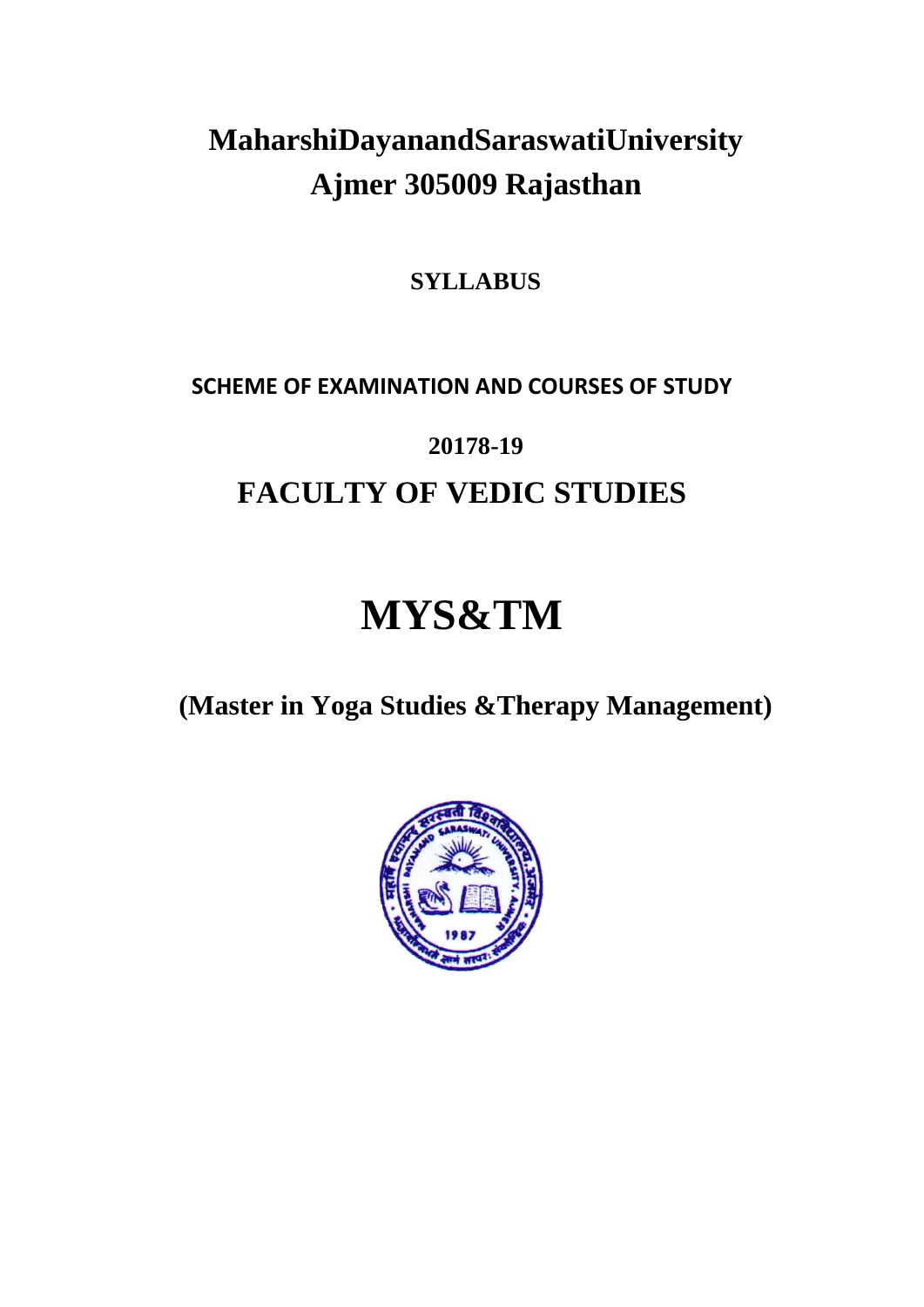# MaharshiDayanandSaraswatiUniversity
# Ajmer 305009 Rajasthan

**SYLLABUS**

**SCHEME OF EXAMINATION AND COURSES OF STUDY**

**20178-19**

## FACULTY OF VEDIC STUDIES

# MYS&TM

## (Master in Yoga Studies &Therapy Management)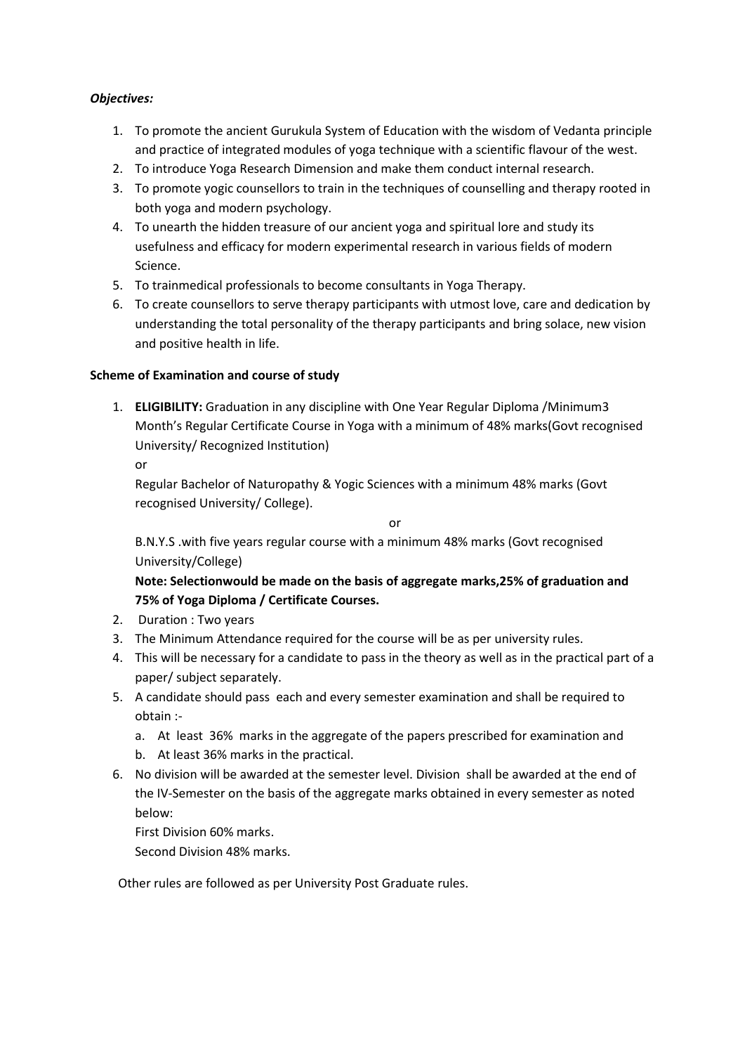***Objectives:***

1. To promote the ancient Gurukula System of Education with the wisdom of Vedanta principle and practice of integrated modules of yoga technique with a scientific flavour of the west.
2. To introduce Yoga Research Dimension and make them conduct internal research.
3. To promote yogic counsellors to train in the techniques of counselling and therapy rooted in both yoga and modern psychology.
4. To unearth the hidden treasure of our ancient yoga and spiritual lore and study its usefulness and efficacy for modern experimental research in various fields of modern Science.
5. To trainmedical professionals to become consultants in Yoga Therapy.
6. To create counsellors to serve therapy participants with utmost love, care and dedication by understanding the total personality of the therapy participants and bring solace, new vision and positive health in life.

**Scheme of Examination and course of study**

1. **ELIGIBILITY:** Graduation in any discipline with One Year Regular Diploma /Minimum3 Month's Regular Certificate Course in Yoga with a minimum of 48% marks(Govt recognised University/ Recognized Institution)

   or

   Regular Bachelor of Naturopathy & Yogic Sciences with a minimum 48% marks (Govt recognised University/ College).

   or

   B.N.Y.S .with five years regular course with a minimum 48% marks (Govt recognised University/College)

   **Note: Selectionwould be made on the basis of aggregate marks,25% of graduation and 75% of Yoga Diploma / Certificate Courses.**

2. Duration : Two years
3. The Minimum Attendance required for the course will be as per university rules.
4. This will be necessary for a candidate to pass in the theory as well as in the practical part of a paper/ subject separately.
5. A candidate should pass each and every semester examination and shall be required to obtain :-
   a. At least 36% marks in the aggregate of the papers prescribed for examination and
   b. At least 36% marks in the practical.
6. No division will be awarded at the semester level. Division shall be awarded at the end of the IV-Semester on the basis of the aggregate marks obtained in every semester as noted below:

   First Division 60% marks.

   Second Division 48% marks.

Other rules are followed as per University Post Graduate rules.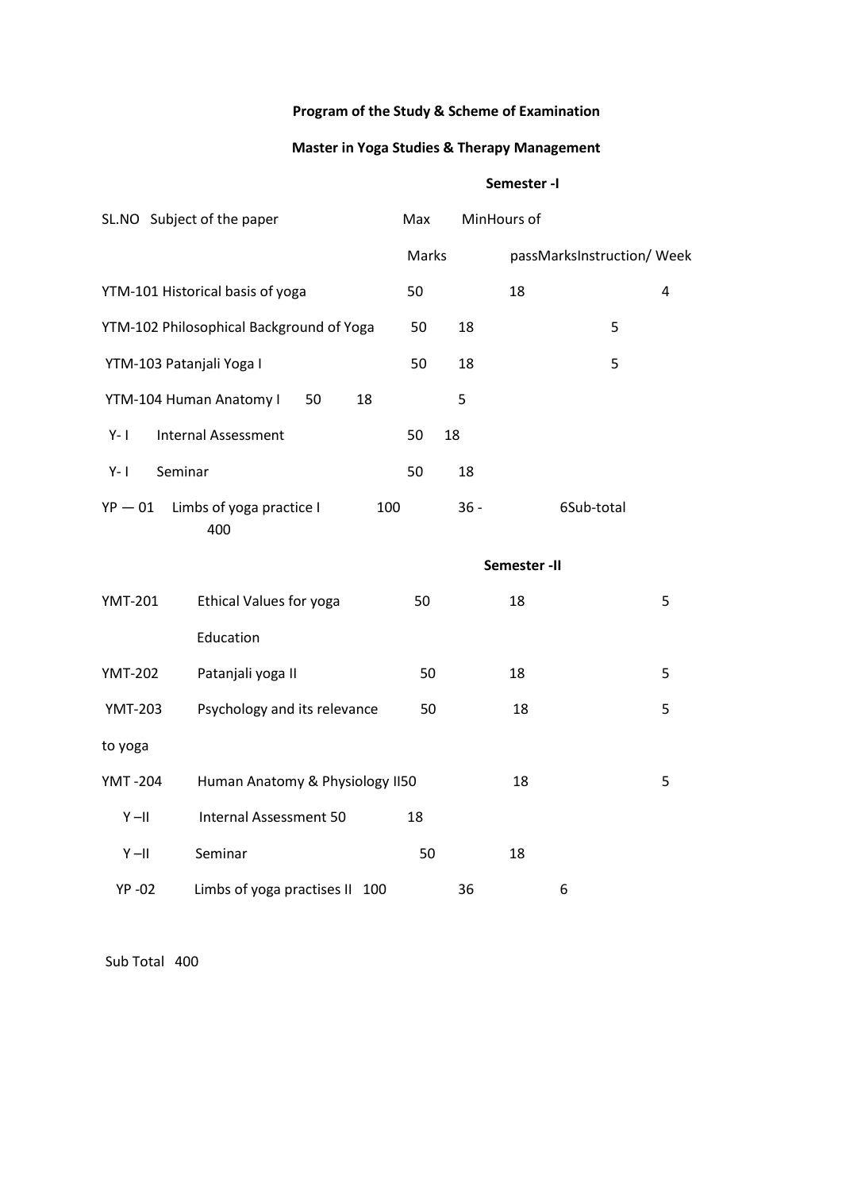**Program of the Study & Scheme of Examination**

**Master in Yoga Studies & Therapy Management**

**Semester -I**

| SL.NO | Subject of the paper | Max Marks | Min passMarks | Hours of Instruction/ Week |
|---|---|---|---|---|
| YTM-101 | Historical basis of yoga | 50 | 18 | 4 |
| YTM-102 | Philosophical Background of Yoga | 50 | 18 | 5 |
| YTM-103 | Patanjali Yoga I | 50 | 18 | 5 |
| YTM-104 | Human Anatomy I | 50 | 18 | 5 |
| Y- I | Internal Assessment | 50 | 18 | |
| Y- I | Seminar | 50 | 18 | |
| YP — 01 | Limbs of yoga practice I | 100 | 36 - | 6 |
| | Sub-total | 400 | | |

**Semester -II**

| SL.NO | Subject of the paper | Max Marks | Min passMarks | Hours of Instruction/ Week |
|---|---|---|---|---|
| YMT-201 | Ethical Values for yoga Education | 50 | 18 | 5 |
| YMT-202 | Patanjali yoga II | 50 | 18 | 5 |
| YMT-203 | Psychology and its relevance to yoga | 50 | 18 | 5 |
| YMT -204 | Human Anatomy & Physiology II | 50 | 18 | 5 |
| Y –II | Internal Assessment | 50 | 18 | |
| Y –II | Seminar | 50 | 18 | |
| YP -02 | Limbs of yoga practises II | 100 | 36 | 6 |
| | Sub Total | 400 | | |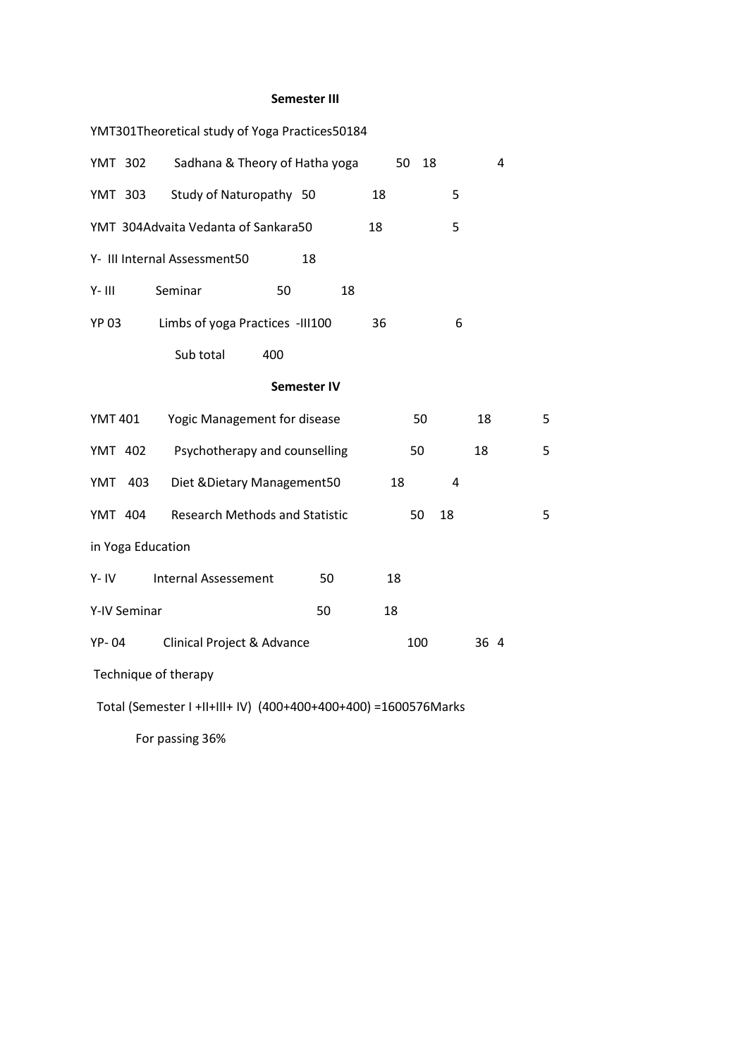**Semester III**

| Code | Paper | Max Marks | Min Marks | Credits |
|---|---|---|---|---|
| YMT301 | Theoretical study of Yoga Practices | 50 | 18 | 4 |
| YMT 302 | Sadhana & Theory of Hatha yoga | 50 | 18 | 4 |
| YMT 303 | Study of Naturopathy | 50 | 18 | 5 |
| YMT 304 | Advaita Vedanta of Sankara | 50 | 18 | 5 |
| Y- III | Internal Assessment | 50 | 18 | |
| Y- III | Seminar | 50 | 18 | |
| YP 03 | Limbs of yoga Practices -III | 100 | 36 | 6 |
| | Sub total | 400 | | |

**Semester IV**

| Code | Paper | Max Marks | Min Marks | Credits |
|---|---|---|---|---|
| YMT 401 | Yogic Management for disease | 50 | 18 | 5 |
| YMT 402 | Psychotherapy and counselling | 50 | 18 | 5 |
| YMT 403 | Diet &Dietary Management | 50 | 18 | 4 |
| YMT 404 | Research Methods and Statistic in Yoga Education | 50 | 18 | 5 |
| Y- IV | Internal Assessement | 50 | 18 | |
| Y-IV | Seminar | 50 | 18 | |
| YP- 04 | Clinical Project & Advance Technique of therapy | 100 | 36 | 4 |

Total (Semester I +II+III+ IV) (400+400+400+400) =1600576Marks

For passing 36%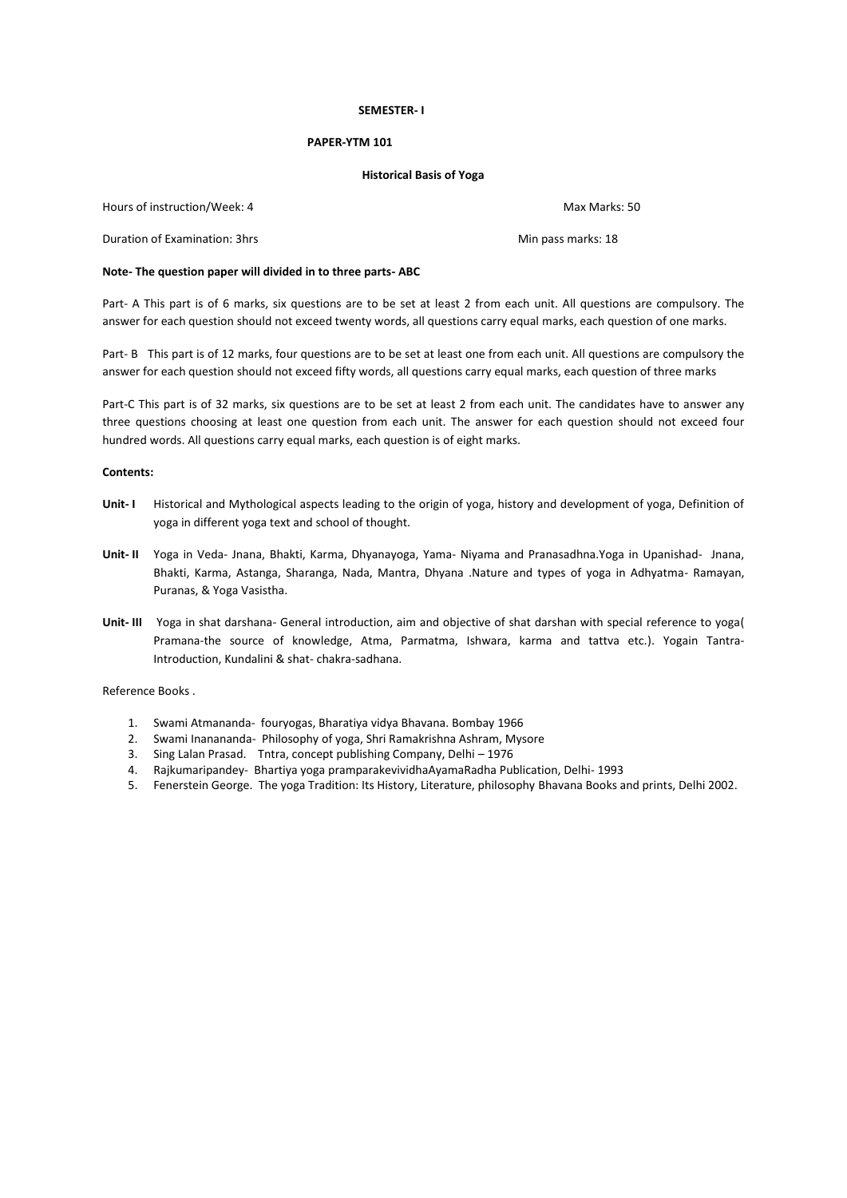**SEMESTER- I**

**PAPER-YTM 101**

**Historical Basis of Yoga**

Hours of instruction/Week: 4 Max Marks: 50

Duration of Examination: 3hrs Min pass marks: 18

**Note- The question paper will divided in to three parts- ABC**

Part- A This part is of 6 marks, six questions are to be set at least 2 from each unit. All questions are compulsory. The answer for each question should not exceed twenty words, all questions carry equal marks, each question of one marks.

Part- B This part is of 12 marks, four questions are to be set at least one from each unit. All questions are compulsory the answer for each question should not exceed fifty words, all questions carry equal marks, each question of three marks

Part-C This part is of 32 marks, six questions are to be set at least 2 from each unit. The candidates have to answer any three questions choosing at least one question from each unit. The answer for each question should not exceed four hundred words. All questions carry equal marks, each question is of eight marks.

**Contents:**

**Unit- I** Historical and Mythological aspects leading to the origin of yoga, history and development of yoga, Definition of yoga in different yoga text and school of thought.

**Unit- II** Yoga in Veda- Jnana, Bhakti, Karma, Dhyanayoga, Yama- Niyama and Pranasadhna.Yoga in Upanishad- Jnana, Bhakti, Karma, Astanga, Sharanga, Nada, Mantra, Dhyana .Nature and types of yoga in Adhyatma- Ramayan, Puranas, & Yoga Vasistha.

**Unit- III** Yoga in shat darshana- General introduction, aim and objective of shat darshan with special reference to yoga( Pramana-the source of knowledge, Atma, Parmatma, Ishwara, karma and tattva etc.). Yogain Tantra- Introduction, Kundalini & shat- chakra-sadhana.

Reference Books .

1. Swami Atmananda- fouryogas, Bharatiya vidya Bhavana. Bombay 1966
2. Swami Inanananda- Philosophy of yoga, Shri Ramakrishna Ashram, Mysore
3. Sing Lalan Prasad. Tntra, concept publishing Company, Delhi – 1976
4. Rajkumaripandey- Bhartiya yoga pramparakevividhaAyamaRadha Publication, Delhi- 1993
5. Fenerstein George. The yoga Tradition: Its History, Literature, philosophy Bhavana Books and prints, Delhi 2002.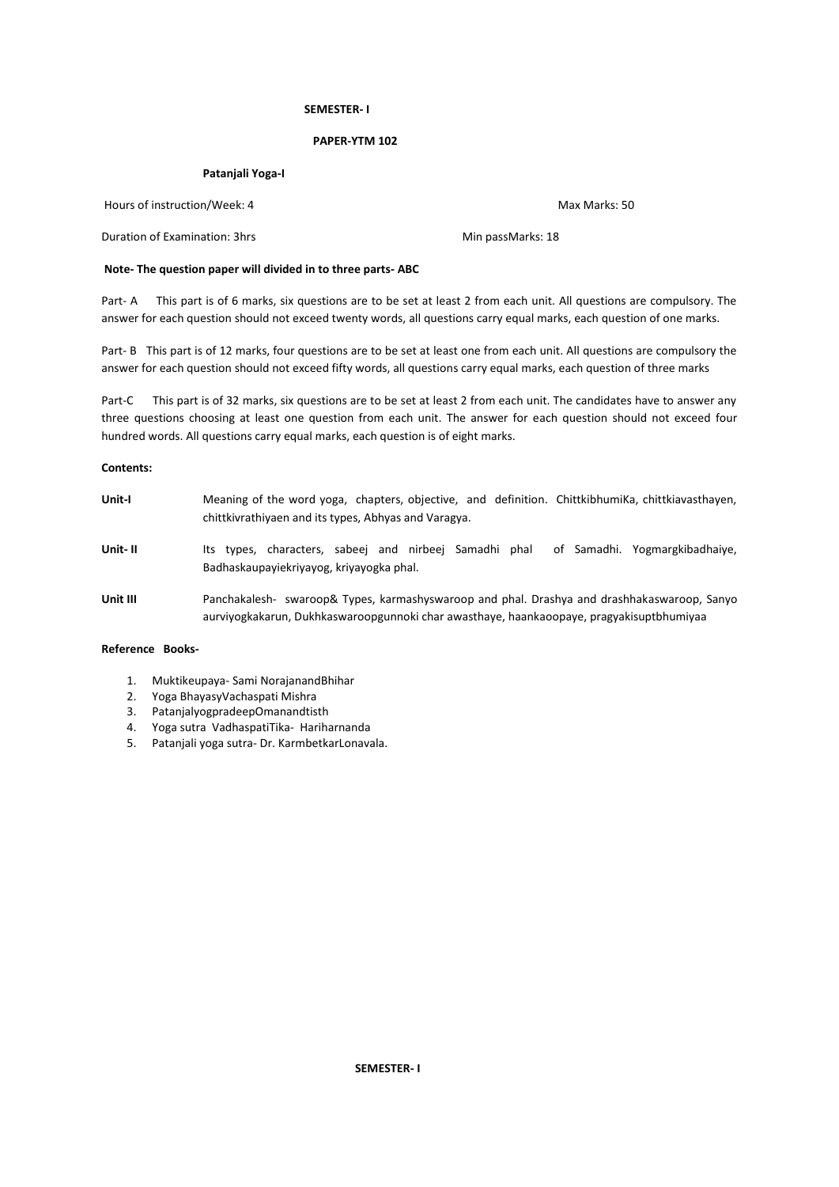**SEMESTER- I**

**PAPER-YTM 102**

**Patanjali Yoga-I**

Hours of instruction/Week: 4 Max Marks: 50

Duration of Examination: 3hrs Min passMarks: 18

**Note- The question paper will divided in to three parts- ABC**

Part- A This part is of 6 marks, six questions are to be set at least 2 from each unit. All questions are compulsory. The answer for each question should not exceed twenty words, all questions carry equal marks, each question of one marks.

Part- B This part is of 12 marks, four questions are to be set at least one from each unit. All questions are compulsory the answer for each question should not exceed fifty words, all questions carry equal marks, each question of three marks

Part-C This part is of 32 marks, six questions are to be set at least 2 from each unit. The candidates have to answer any three questions choosing at least one question from each unit. The answer for each question should not exceed four hundred words. All questions carry equal marks, each question is of eight marks.

**Contents:**

**Unit-I** Meaning of the word yoga, chapters, objective, and definition. ChittkibhumiKa, chittkiavasthayen, chittkivrathiyaen and its types, Abhyas and Varagya.

**Unit- II** Its types, characters, sabeej and nirbeej Samadhi phal of Samadhi. Yogmargkibadhaiye, Badhaskaupayiekriyayog, kriyayogka phal.

**Unit III** Panchakalesh- swaroop& Types, karmashyswaroop and phal. Drashya and drashhakaswaroop, Sanyo aurviyogkakarun, Dukhkaswaroopgunnoki char awasthaye, haankaoopaye, pragyakisuptbhumiyaa

**Reference Books-**

1. Muktikeupaya- Sami NorajanandBhihar
2. Yoga BhayasyVachaspati Mishra
3. PatanjalyogpradeepOmanandtisth
4. Yoga sutra VadhaspatiTika- Hariharnanda
5. Patanjali yoga sutra- Dr. KarmbetkarLonavala.

**SEMESTER- I**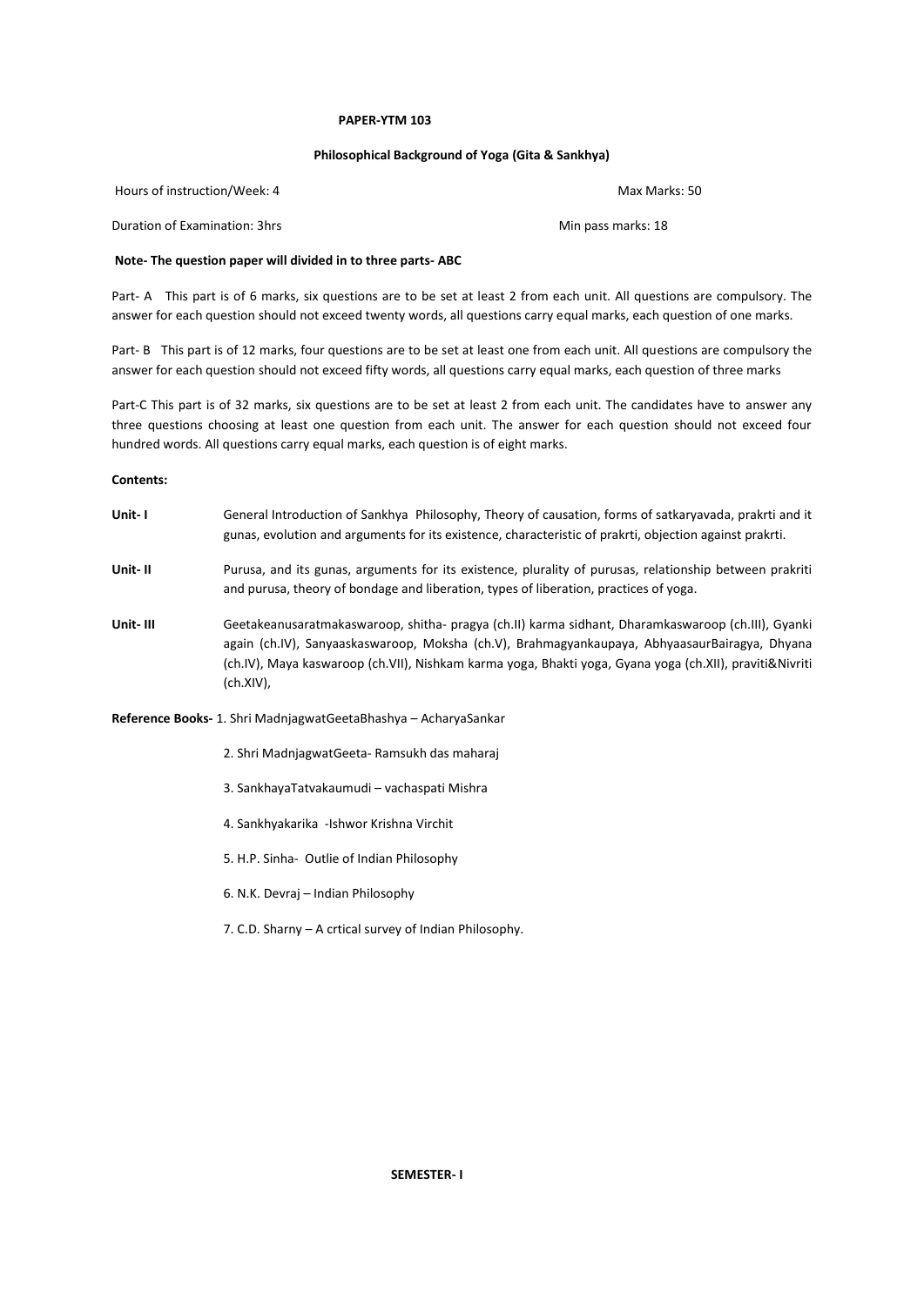**PAPER-YTM 103**

**Philosophical Background of Yoga (Gita & Sankhya)**

Hours of instruction/Week: 4 Max Marks: 50

Duration of Examination: 3hrs Min pass marks: 18

**Note- The question paper will divided in to three parts- ABC**

Part- A This part is of 6 marks, six questions are to be set at least 2 from each unit. All questions are compulsory. The answer for each question should not exceed twenty words, all questions carry equal marks, each question of one marks.

Part- B This part is of 12 marks, four questions are to be set at least one from each unit. All questions are compulsory the answer for each question should not exceed fifty words, all questions carry equal marks, each question of three marks

Part-C This part is of 32 marks, six questions are to be set at least 2 from each unit. The candidates have to answer any three questions choosing at least one question from each unit. The answer for each question should not exceed four hundred words. All questions carry equal marks, each question is of eight marks.

**Contents:**

**Unit- I** General Introduction of Sankhya Philosophy, Theory of causation, forms of satkaryavada, prakrti and it gunas, evolution and arguments for its existence, characteristic of prakrti, objection against prakrti.

**Unit- II** Purusa, and its gunas, arguments for its existence, plurality of purusas, relationship between prakriti and purusa, theory of bondage and liberation, types of liberation, practices of yoga.

**Unit- III** Geetakeanusaratmakaswaroop, shitha- pragya (ch.II) karma sidhant, Dharamkaswaroop (ch.III), Gyanki again (ch.IV), Sanyaaskaswaroop, Moksha (ch.V), Brahmagyankaupaya, AbhyaasaurBairagya, Dhyana (ch.IV), Maya kaswaroop (ch.VII), Nishkam karma yoga, Bhakti yoga, Gyana yoga (ch.XII), praviti&Nivriti (ch.XIV),

**Reference Books-** 1. Shri MadnjagwatGeetaBhashya – AcharyaSankar

2. Shri MadnjagwatGeeta- Ramsukh das maharaj

3. SankhayaTatvakaumudi – vachaspati Mishra

4. Sankhyakarika -Ishwor Krishna Virchit

5. H.P. Sinha- Outlie of Indian Philosophy

6. N.K. Devraj – Indian Philosophy

7. C.D. Sharny – A crtical survey of Indian Philosophy.

**SEMESTER- I**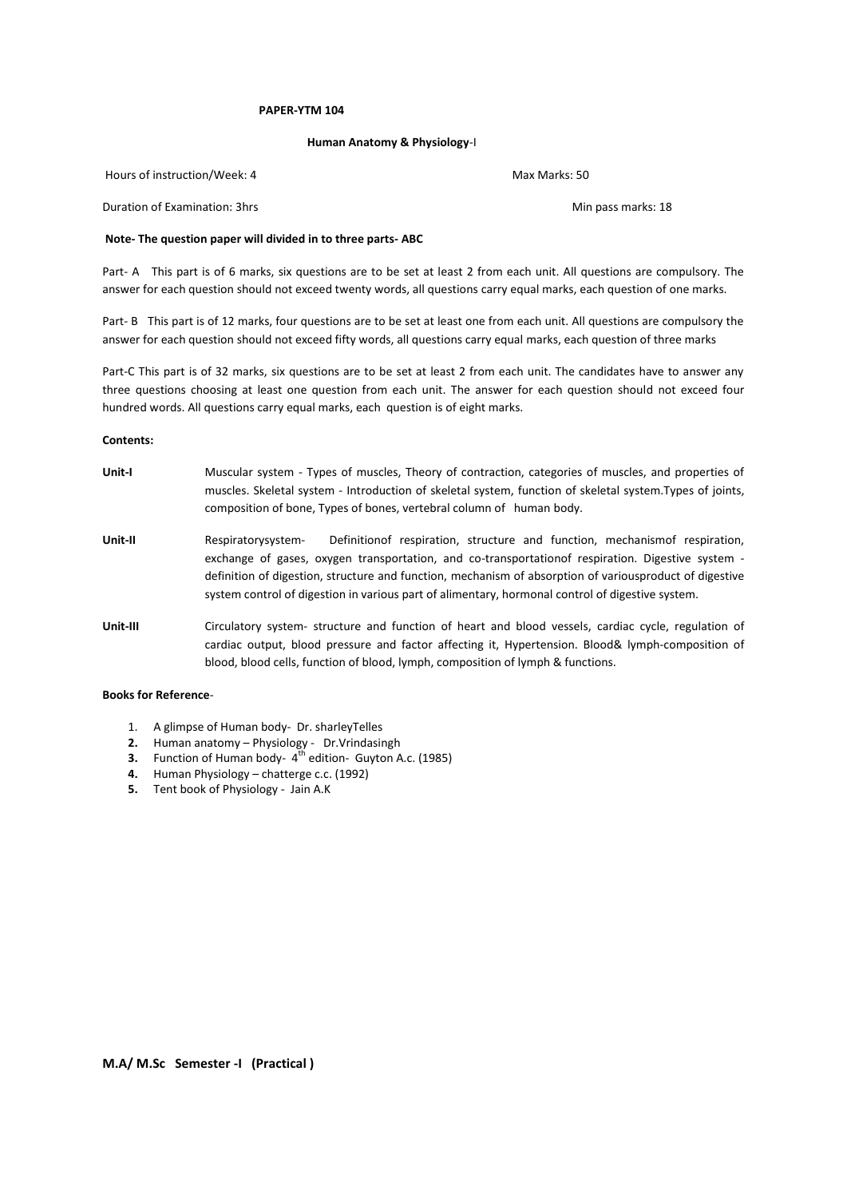**PAPER-YTM 104**

**Human Anatomy & Physiology**-I

Hours of instruction/Week: 4 Max Marks: 50

Duration of Examination: 3hrs Min pass marks: 18

**Note- The question paper will divided in to three parts- ABC**

Part- A This part is of 6 marks, six questions are to be set at least 2 from each unit. All questions are compulsory. The answer for each question should not exceed twenty words, all questions carry equal marks, each question of one marks.

Part- B This part is of 12 marks, four questions are to be set at least one from each unit. All questions are compulsory the answer for each question should not exceed fifty words, all questions carry equal marks, each question of three marks

Part-C This part is of 32 marks, six questions are to be set at least 2 from each unit. The candidates have to answer any three questions choosing at least one question from each unit. The answer for each question should not exceed four hundred words. All questions carry equal marks, each question is of eight marks.

**Contents:**

**Unit-I** Muscular system - Types of muscles, Theory of contraction, categories of muscles, and properties of muscles. Skeletal system - Introduction of skeletal system, function of skeletal system.Types of joints, composition of bone, Types of bones, vertebral column of human body.

**Unit-II** Respiratorysystem- Definitionof respiration, structure and function, mechanismof respiration, exchange of gases, oxygen transportation, and co-transportationof respiration. Digestive system - definition of digestion, structure and function, mechanism of absorption of variousproduct of digestive system control of digestion in various part of alimentary, hormonal control of digestive system.

**Unit-III** Circulatory system- structure and function of heart and blood vessels, cardiac cycle, regulation of cardiac output, blood pressure and factor affecting it, Hypertension. Blood& lymph-composition of blood, blood cells, function of blood, lymph, composition of lymph & functions.

**Books for Reference**-

1. A glimpse of Human body- Dr. sharleyTelles
2. Human anatomy – Physiology - Dr.Vrindasingh
3. Function of Human body- 4th edition- Guyton A.c. (1985)
4. Human Physiology – chatterge c.c. (1992)
5. Tent book of Physiology - Jain A.K

**M.A/ M.Sc Semester -I (Practical )**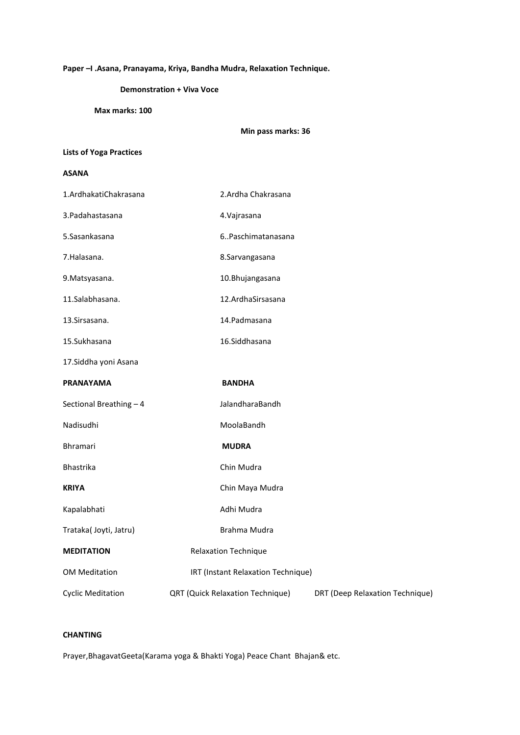**Paper –I .Asana, Pranayama, Kriya, Bandha Mudra, Relaxation Technique.**

**Demonstration + Viva Voce**

**Max marks: 100**

**Min pass marks: 36**

**Lists of Yoga Practices**

**ASANA**

| | |
|---|---|
| 1.ArdhakatiChakrasana | 2.Ardha Chakrasana |
| 3.Padahastasana | 4.Vajrasana |
| 5.Sasankasana | 6..Paschimatanasana |
| 7.Halasana. | 8.Sarvangasana |
| 9.Matsyasana. | 10.Bhujangasana |
| 11.Salabhasana. | 12.ArdhaSirsasana |
| 13.Sirsasana. | 14.Padmasana |
| 15.Sukhasana | 16.Siddhasana |
| 17.Siddha yoni Asana | |

| | |
|---|---|
| **PRANAYAMA** | **BANDHA** |
| Sectional Breathing – 4 | JalandharaBandh |
| Nadisudhi | MoolaBandh |
| Bhramari | **MUDRA** |
| Bhastrika | Chin Mudra |
| **KRIYA** | Chin Maya Mudra |
| Kapalabhati | Adhi Mudra |
| Trataka( Joyti, Jatru) | Brahma Mudra |

| | | |
|---|---|---|
| **MEDITATION** | Relaxation Technique | |
| OM Meditation | IRT (Instant Relaxation Technique) | |
| Cyclic Meditation | QRT (Quick Relaxation Technique) | DRT (Deep Relaxation Technique) |

**CHANTING**

Prayer,BhagavatGeeta(Karama yoga & Bhakti Yoga) Peace Chant Bhajan& etc.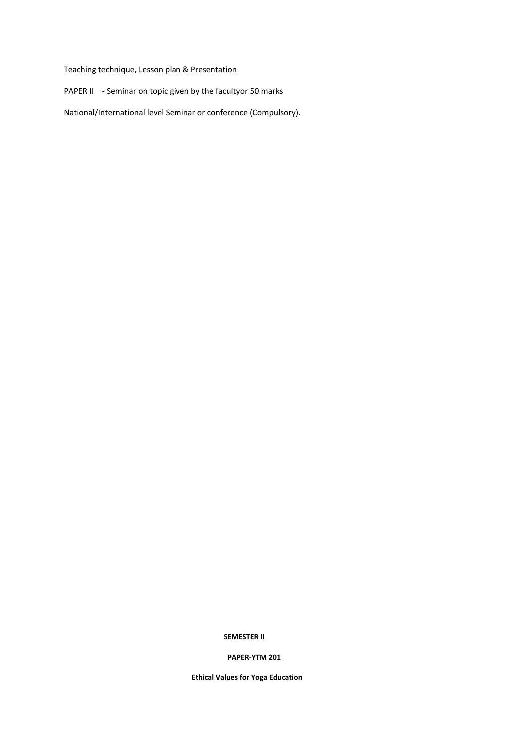Teaching technique, Lesson plan & Presentation

PAPER II - Seminar on topic given by the facultyor 50 marks

National/International level Seminar or conference (Compulsory).

**SEMESTER II**

**PAPER-YTM 201**

**Ethical Values for Yoga Education**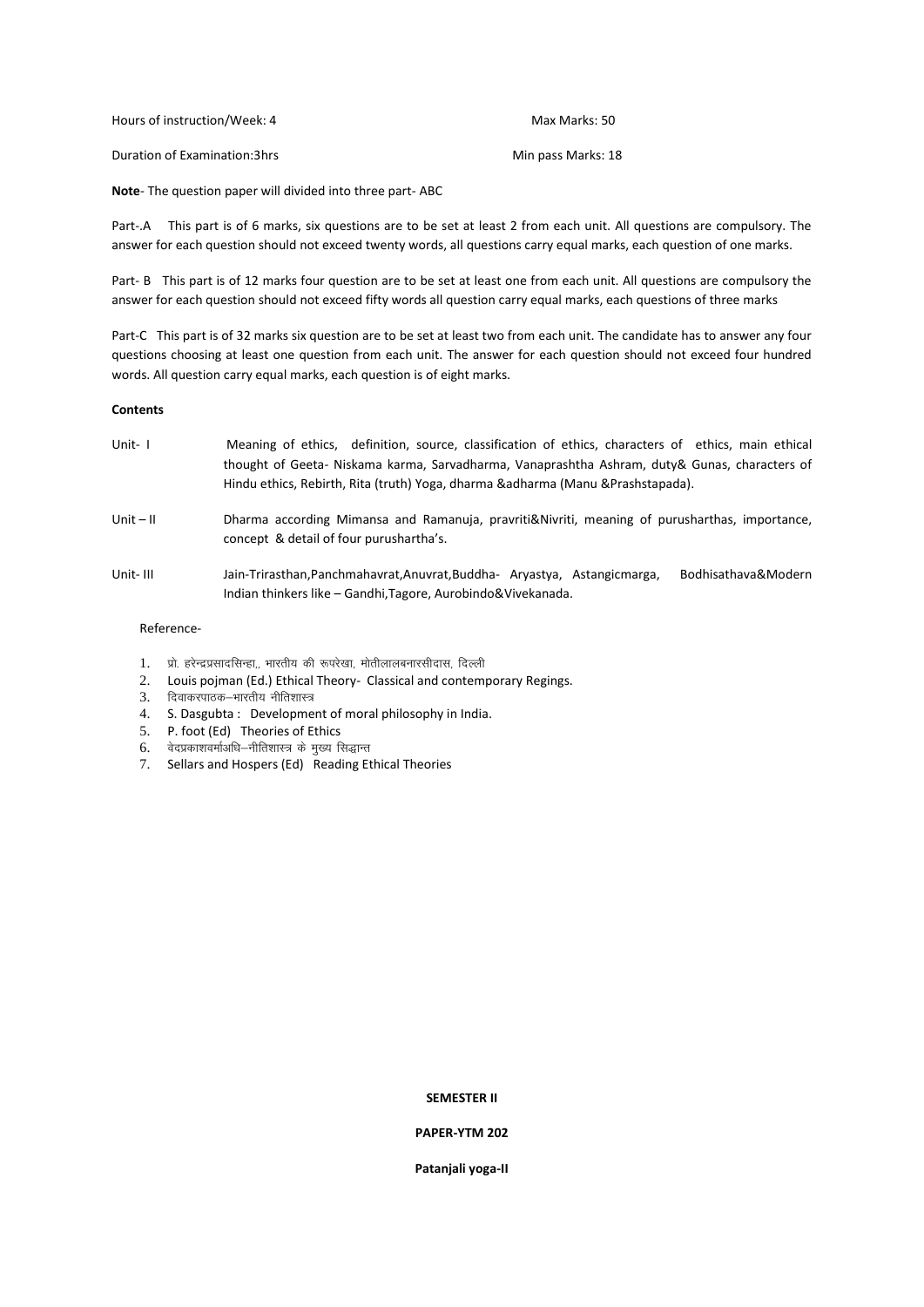Hours of instruction/Week: 4 Max Marks: 50

Duration of Examination:3hrs Min pass Marks: 18

**Note**- The question paper will divided into three part- ABC

Part-.A This part is of 6 marks, six questions are to be set at least 2 from each unit. All questions are compulsory. The answer for each question should not exceed twenty words, all questions carry equal marks, each question of one marks.

Part- B This part is of 12 marks four question are to be set at least one from each unit. All questions are compulsory the answer for each question should not exceed fifty words all question carry equal marks, each questions of three marks

Part-C This part is of 32 marks six question are to be set at least two from each unit. The candidate has to answer any four questions choosing at least one question from each unit. The answer for each question should not exceed four hundred words. All question carry equal marks, each question is of eight marks.

**Contents**

Unit- I Meaning of ethics, definition, source, classification of ethics, characters of ethics, main ethical thought of Geeta- Niskama karma, Sarvadharma, Vanaprashtha Ashram, duty& Gunas, characters of Hindu ethics, Rebirth, Rita (truth) Yoga, dharma &adharma (Manu &Prashstapada).

Unit – II Dharma according Mimansa and Ramanuja, pravriti&Nivriti, meaning of purusharthas, importance, concept & detail of four purushartha's.

Unit- III Jain-Trirasthan,Panchmahavrat,Anuvrat,Buddha- Aryastya, Astangicmarga, Bodhisathava&Modern Indian thinkers like – Gandhi,Tagore, Aurobindo&Vivekanada.

Reference-

1. प्रो. हरेन्द्रप्रसादसिन्हा,, भारतीय की रूपरेखा, मोतीलालबनारसीदास, दिल्ली
2. Louis pojman (Ed.) Ethical Theory- Classical and contemporary Regings.
3. दिवाकरपाठक–भारतीय नीतिशास्त्र
4. S. Dasgubta : Development of moral philosophy in India.
5. P. foot (Ed) Theories of Ethics
6. वेदप्रकाशवर्माअधि–नीतिशास्त्र के मुख्य सिद्धान्त
7. Sellars and Hospers (Ed) Reading Ethical Theories

**SEMESTER II**

**PAPER-YTM 202**

**Patanjali yoga-II**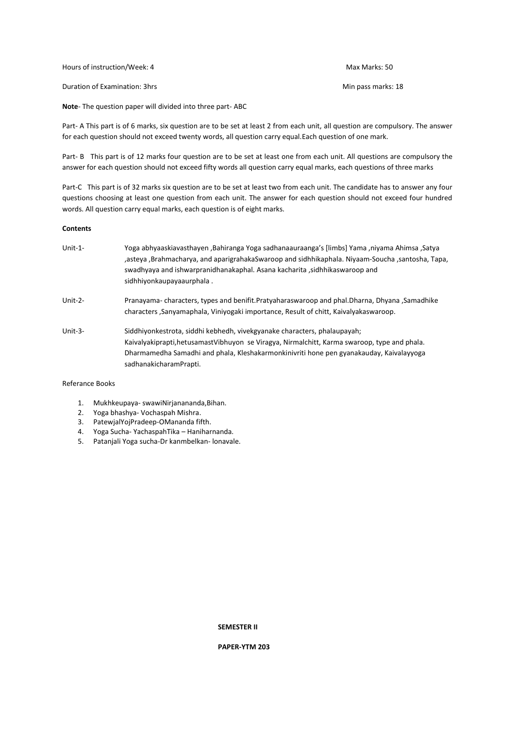Hours of instruction/Week: 4 Max Marks: 50

Duration of Examination: 3hrs Min pass marks: 18

**Note**- The question paper will divided into three part- ABC

Part- A This part is of 6 marks, six question are to be set at least 2 from each unit, all question are compulsory. The answer for each question should not exceed twenty words, all question carry equal.Each question of one mark.

Part- B This part is of 12 marks four question are to be set at least one from each unit. All questions are compulsory the answer for each question should not exceed fifty words all question carry equal marks, each questions of three marks

Part-C This part is of 32 marks six question are to be set at least two from each unit. The candidate has to answer any four questions choosing at least one question from each unit. The answer for each question should not exceed four hundred words. All question carry equal marks, each question is of eight marks.

**Contents**

Unit-1- Yoga abhyaaskiavasthayen ,Bahiranga Yoga sadhanaauraanga's [limbs] Yama ,niyama Ahimsa ,Satya ,asteya ,Brahmacharya, and aparigrahakaSwaroop and sidhhikaphala. Niyaam-Soucha ,santosha, Tapa, swadhyaya and ishwarpranidhanakaphal. Asana kacharita ,sidhhikaswaroop and sidhhiyonkaupayaaurphala .

Unit-2- Pranayama- characters, types and benifit.Pratyaharaswaroop and phal.Dharna, Dhyana ,Samadhike characters ,Sanyamaphala, Viniyogaki importance, Result of chitt, Kaivalyakaswaroop.

Unit-3- Siddhiyonkestrota, siddhi kebhedh, vivekgyanake characters, phalaupayah; Kaivalyakiprapti,hetusamastVibhuyon se Viragya, Nirmalchitt, Karma swaroop, type and phala. Dharmamedha Samadhi and phala, Kleshakarmonkinivriti hone pen gyanakauday, Kaivalayyoga sadhanakicharamPrapti.

Referance Books

1. Mukhkeupaya- swawiNirjanananda,Bihan.
2. Yoga bhashya- Vochaspah Mishra.
3. PatewjalYojPradeep-OMananda fifth.
4. Yoga Sucha- YachaspahTika – Haniharnanda.
5. Patanjali Yoga sucha-Dr kanmbelkan- lonavale.

**SEMESTER II**

**PAPER-YTM 203**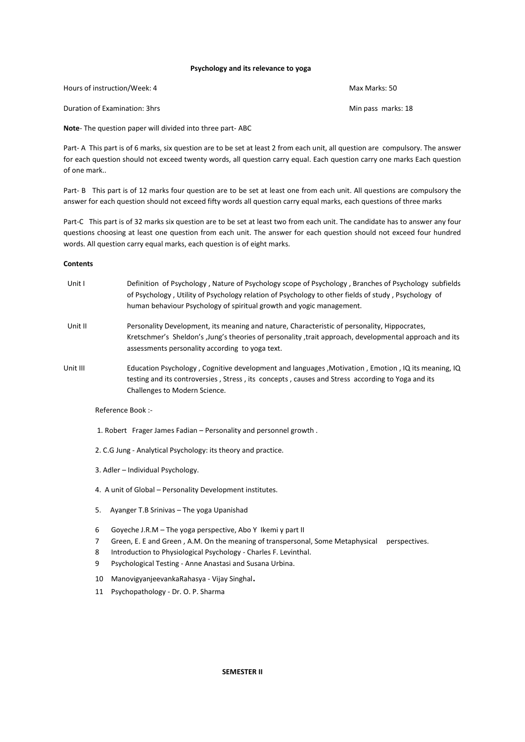**Psychology and its relevance to yoga**

Hours of instruction/Week: 4 Max Marks: 50

Duration of Examination: 3hrs Min pass marks: 18

**Note**- The question paper will divided into three part- ABC

Part- A This part is of 6 marks, six question are to be set at least 2 from each unit, all question are compulsory. The answer for each question should not exceed twenty words, all question carry equal. Each question carry one marks Each question of one mark..

Part- B This part is of 12 marks four question are to be set at least one from each unit. All questions are compulsory the answer for each question should not exceed fifty words all question carry equal marks, each questions of three marks

Part-C This part is of 32 marks six question are to be set at least two from each unit. The candidate has to answer any four questions choosing at least one question from each unit. The answer for each question should not exceed four hundred words. All question carry equal marks, each question is of eight marks.

**Contents**

| | |
|---|---|
| Unit I | Definition of Psychology , Nature of Psychology scope of Psychology , Branches of Psychology subfields of Psychology , Utility of Psychology relation of Psychology to other fields of study , Psychology of human behaviour Psychology of spiritual growth and yogic management. |
| Unit II | Personality Development, its meaning and nature, Characteristic of personality, Hippocrates, Kretschmer's Sheldon's ,Jung's theories of personality ,trait approach, developmental approach and its assessments personality according to yoga text. |
| Unit III | Education Psychology , Cognitive development and languages ,Motivation , Emotion , IQ its meaning, IQ testing and its controversies , Stress , its concepts , causes and Stress according to Yoga and its Challenges to Modern Science. |

Reference Book :-

1. Robert Frager James Fadian – Personality and personnel growth .
2. C.G Jung - Analytical Psychology: its theory and practice.
3. Adler – Individual Psychology.
4. A unit of Global – Personality Development institutes.
5. Ayanger T.B Srinivas – The yoga Upanishad
6. Goyeche J.R.M – The yoga perspective, Abo Y Ikemi y part II
7. Green, E. E and Green , A.M. On the meaning of transpersonal, Some Metaphysical perspectives.
8. Introduction to Physiological Psychology - Charles F. Levinthal.
9. Psychological Testing - Anne Anastasi and Susana Urbina.
10. ManovigyanjeevankaRahasya - Vijay Singhal.
11. Psychopathology - Dr. O. P. Sharma

**SEMESTER II**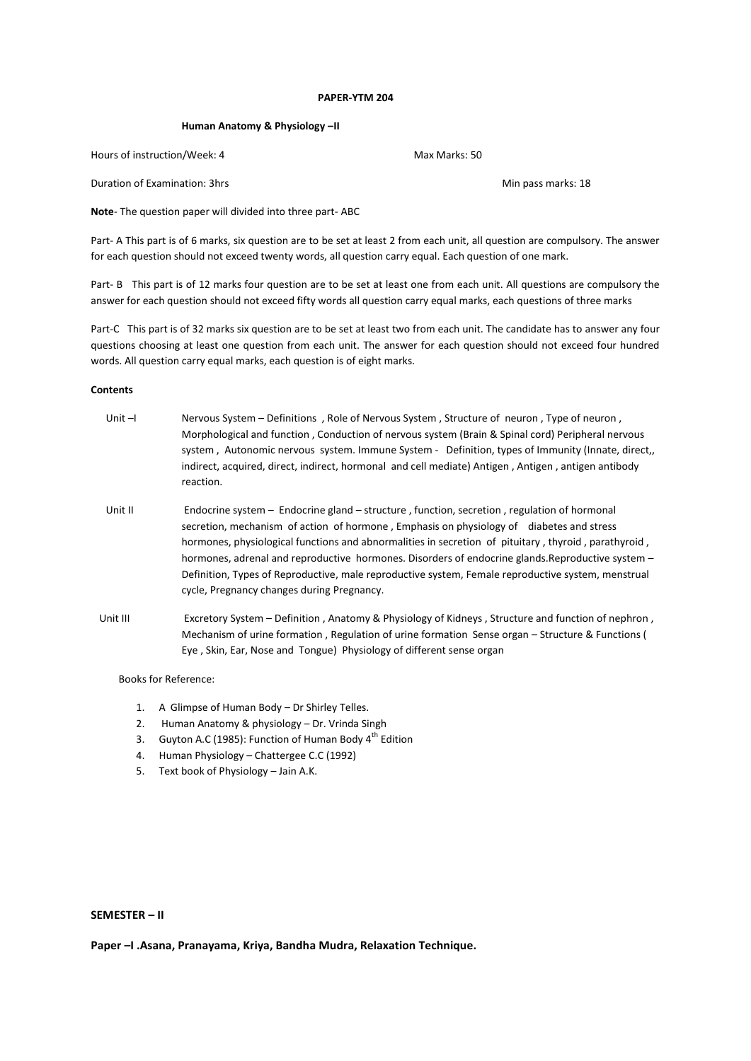**PAPER-YTM 204**

**Human Anatomy & Physiology –II**

Hours of instruction/Week: 4 Max Marks: 50

Duration of Examination: 3hrs Min pass marks: 18

**Note**- The question paper will divided into three part- ABC

Part- A This part is of 6 marks, six question are to be set at least 2 from each unit, all question are compulsory. The answer for each question should not exceed twenty words, all question carry equal. Each question of one mark.

Part- B This part is of 12 marks four question are to be set at least one from each unit. All questions are compulsory the answer for each question should not exceed fifty words all question carry equal marks, each questions of three marks

Part-C This part is of 32 marks six question are to be set at least two from each unit. The candidate has to answer any four questions choosing at least one question from each unit. The answer for each question should not exceed four hundred words. All question carry equal marks, each question is of eight marks.

**Contents**

Unit –I Nervous System – Definitions , Role of Nervous System , Structure of neuron , Type of neuron , Morphological and function , Conduction of nervous system (Brain & Spinal cord) Peripheral nervous system , Autonomic nervous system. Immune System - Definition, types of Immunity (Innate, direct,, indirect, acquired, direct, indirect, hormonal and cell mediate) Antigen , Antigen , antigen antibody reaction.

Unit II Endocrine system – Endocrine gland – structure , function, secretion , regulation of hormonal secretion, mechanism of action of hormone , Emphasis on physiology of diabetes and stress hormones, physiological functions and abnormalities in secretion of pituitary , thyroid , parathyroid , hormones, adrenal and reproductive hormones. Disorders of endocrine glands.Reproductive system – Definition, Types of Reproductive, male reproductive system, Female reproductive system, menstrual cycle, Pregnancy changes during Pregnancy.

Unit III Excretory System – Definition , Anatomy & Physiology of Kidneys , Structure and function of nephron , Mechanism of urine formation , Regulation of urine formation Sense organ – Structure & Functions ( Eye , Skin, Ear, Nose and Tongue) Physiology of different sense organ

Books for Reference:

1. A Glimpse of Human Body – Dr Shirley Telles.
2. Human Anatomy & physiology – Dr. Vrinda Singh
3. Guyton A.C (1985): Function of Human Body 4th Edition
4. Human Physiology – Chattergee C.C (1992)
5. Text book of Physiology – Jain A.K.

**SEMESTER – II**

**Paper –I .Asana, Pranayama, Kriya, Bandha Mudra, Relaxation Technique.**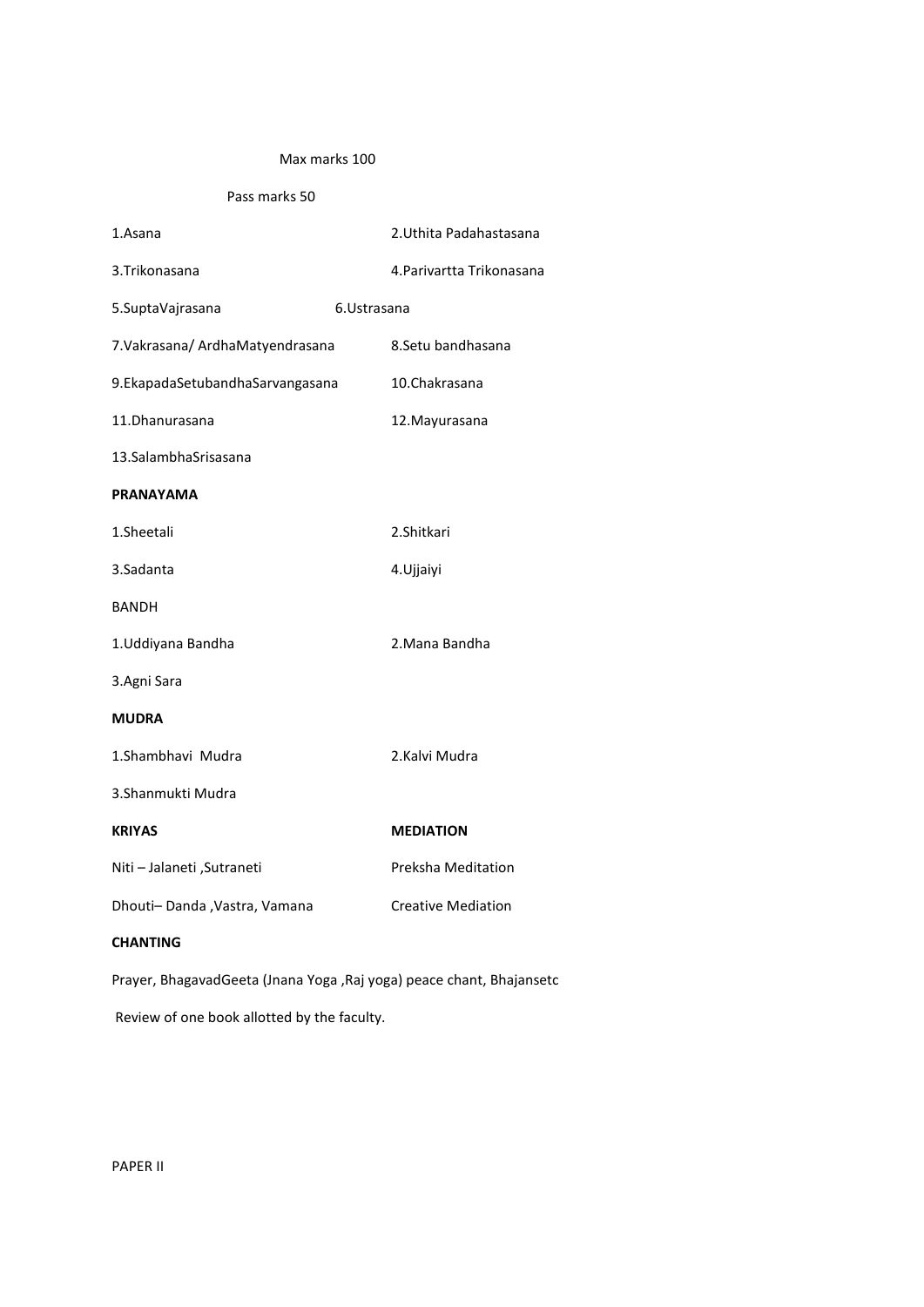Max marks 100

Pass marks 50

1.Asana

2.Uthita Padahastasana

3.Trikonasana

4.Parivartta Trikonasana

5.SuptaVajrasana

6.Ustrasana

7.Vakrasana/ ArdhaMatyendrasana

8.Setu bandhasana

9.EkapadaSetubandhaSarvangasana

10.Chakrasana

11.Dhanurasana

12.Mayurasana

13.SalambhaSrisasana

**PRANAYAMA**

1.Sheetali

2.Shitkari

3.Sadanta

4.Ujjaiyi

BANDH

1.Uddiyana Bandha

2.Mana Bandha

3.Agni Sara

**MUDRA**

1.Shambhavi Mudra

2.Kalvi Mudra

3.Shanmukti Mudra

**KRIYAS**

Niti – Jalaneti ,Sutraneti

Dhouti– Danda ,Vastra, Vamana

**MEDIATION**

Preksha Meditation

Creative Mediation

**CHANTING**

Prayer, BhagavadGeeta (Jnana Yoga ,Raj yoga) peace chant, Bhajansetc

Review of one book allotted by the faculty.

PAPER II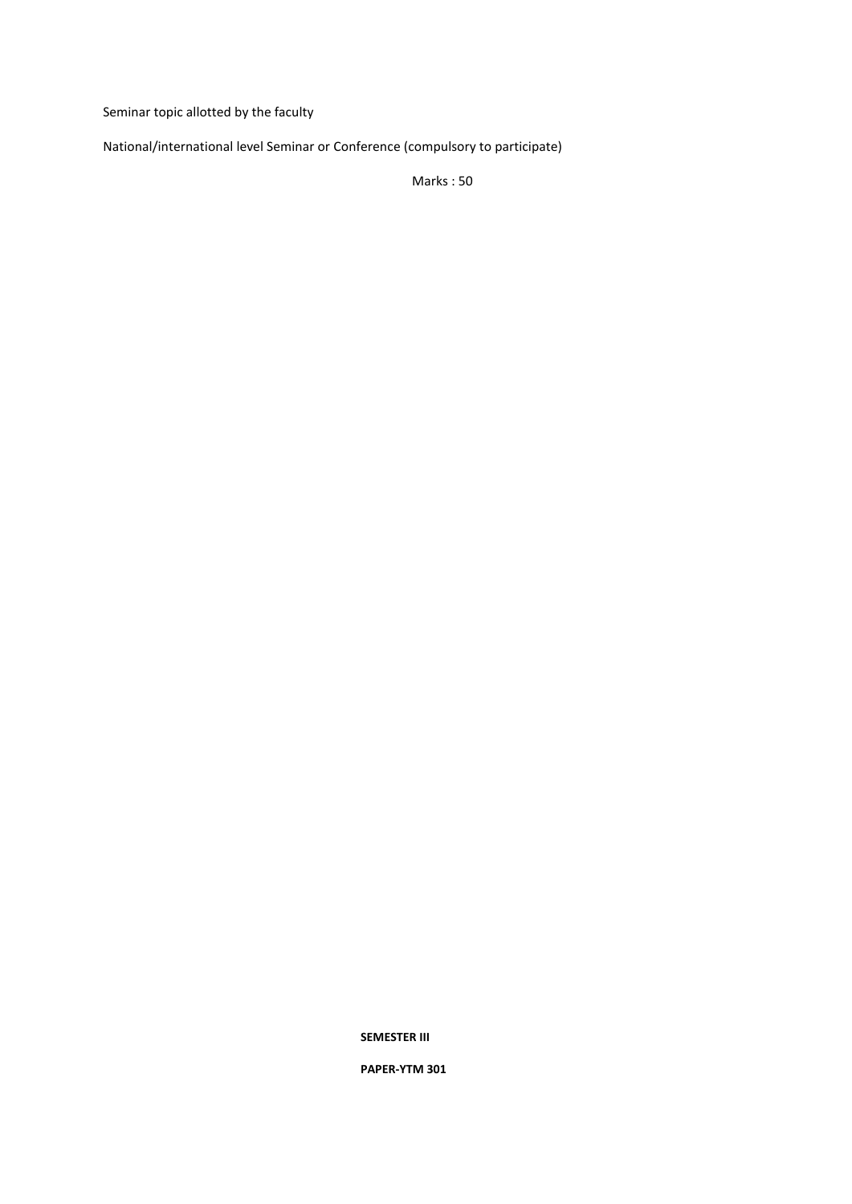Seminar topic allotted by the faculty

National/international level Seminar or Conference (compulsory to participate)

Marks : 50

**SEMESTER III**

**PAPER-YTM 301**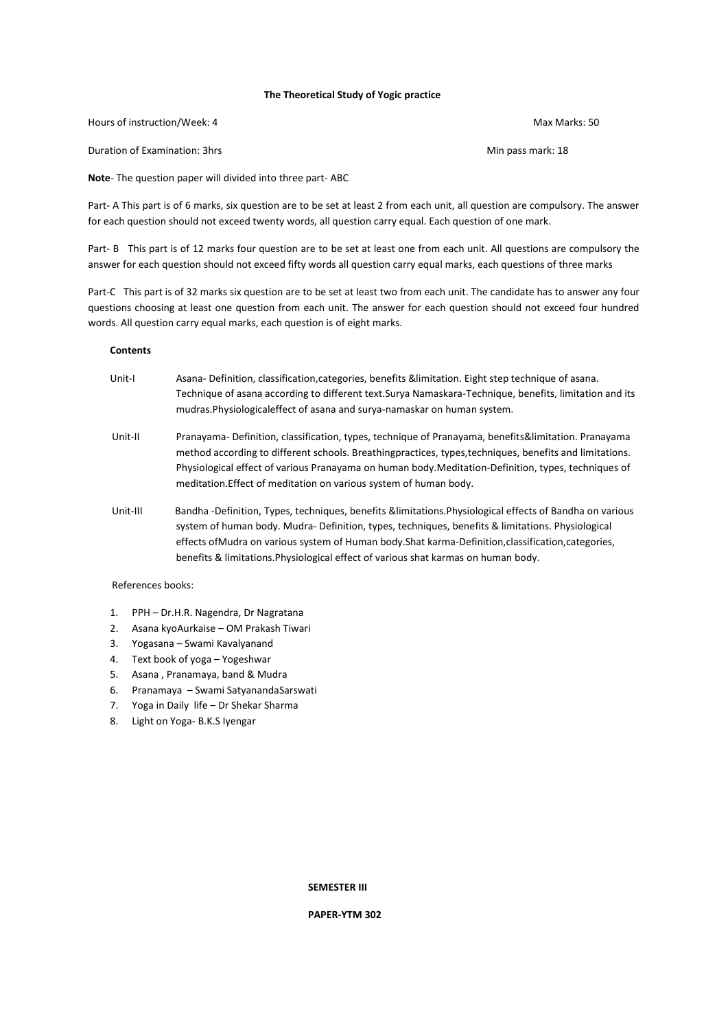**The Theoretical Study of Yogic practice**

Hours of instruction/Week: 4 Max Marks: 50

Duration of Examination: 3hrs Min pass mark: 18

**Note**- The question paper will divided into three part- ABC

Part- A This part is of 6 marks, six question are to be set at least 2 from each unit, all question are compulsory. The answer for each question should not exceed twenty words, all question carry equal. Each question of one mark.

Part- B This part is of 12 marks four question are to be set at least one from each unit. All questions are compulsory the answer for each question should not exceed fifty words all question carry equal marks, each questions of three marks

Part-C This part is of 32 marks six question are to be set at least two from each unit. The candidate has to answer any four questions choosing at least one question from each unit. The answer for each question should not exceed four hundred words. All question carry equal marks, each question is of eight marks.

**Contents**

Unit-I Asana- Definition, classification,categories, benefits &limitation. Eight step technique of asana. Technique of asana according to different text.Surya Namaskara-Technique, benefits, limitation and its mudras.Physiologicaleffect of asana and surya-namaskar on human system.

Unit-II Pranayama- Definition, classification, types, technique of Pranayama, benefits&limitation. Pranayama method according to different schools. Breathingpractices, types,techniques, benefits and limitations. Physiological effect of various Pranayama on human body.Meditation-Definition, types, techniques of meditation.Effect of meditation on various system of human body.

Unit-III Bandha -Definition, Types, techniques, benefits &limitations.Physiological effects of Bandha on various system of human body. Mudra- Definition, types, techniques, benefits & limitations. Physiological effects ofMudra on various system of Human body.Shat karma-Definition,classification,categories, benefits & limitations.Physiological effect of various shat karmas on human body.

References books:

1. PPH – Dr.H.R. Nagendra, Dr Nagratana
2. Asana kyoAurkaise – OM Prakash Tiwari
3. Yogasana – Swami Kavalyanand
4. Text book of yoga – Yogeshwar
5. Asana , Pranamaya, band & Mudra
6. Pranamaya – Swami SatyanandaSarswati
7. Yoga in Daily life – Dr Shekar Sharma
8. Light on Yoga- B.K.S Iyengar

**SEMESTER III**

**PAPER-YTM 302**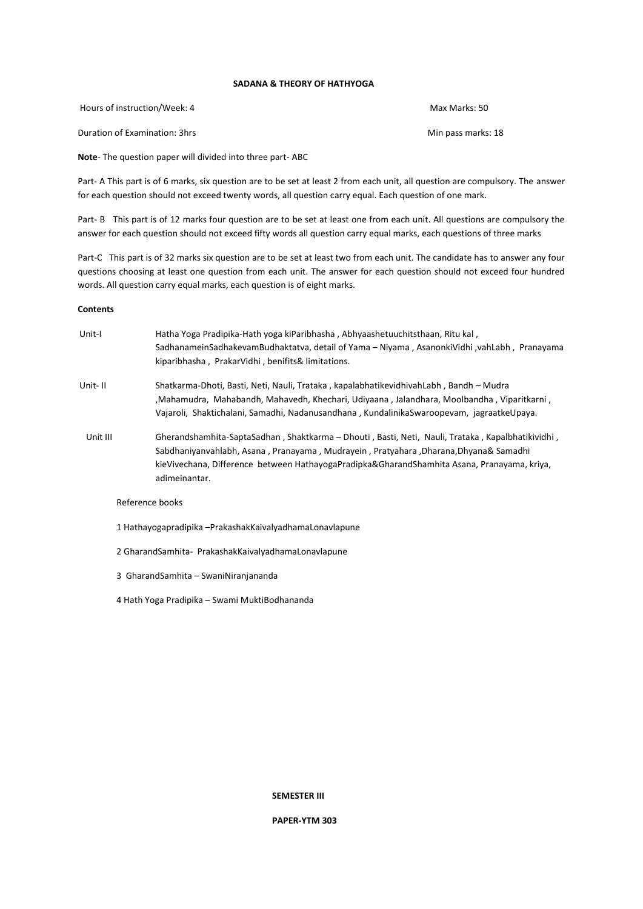**SADANA & THEORY OF HATHYOGA**

Hours of instruction/Week: 4 Max Marks: 50

Duration of Examination: 3hrs Min pass marks: 18

**Note**- The question paper will divided into three part- ABC

Part- A This part is of 6 marks, six question are to be set at least 2 from each unit, all question are compulsory. The answer for each question should not exceed twenty words, all question carry equal. Each question of one mark.

Part- B This part is of 12 marks four question are to be set at least one from each unit. All questions are compulsory the answer for each question should not exceed fifty words all question carry equal marks, each questions of three marks

Part-C This part is of 32 marks six question are to be set at least two from each unit. The candidate has to answer any four questions choosing at least one question from each unit. The answer for each question should not exceed four hundred words. All question carry equal marks, each question is of eight marks.

**Contents**

Unit-I Hatha Yoga Pradipika-Hath yoga kiParibhasha , Abhyaashetuuchitsthaan, Ritu kal , SadhanameinSadhakevamBudhaktatva, detail of Yama – Niyama , AsanonkiVidhi ,vahLabh , Pranayama kiparibhasha , PrakarVidhi , benifits& limitations.

Unit- II Shatkarma-Dhoti, Basti, Neti, Nauli, Trataka , kapalabhatikevidhivahLabh , Bandh – Mudra ,Mahamudra, Mahabandh, Mahavedh, Khechari, Udiyaana , Jalandhara, Moolbandha , Viparitkarni , Vajaroli, Shaktichalani, Samadhi, Nadanusandhana , KundalinikaSwaroopevam, jagraatkeUpaya.

Unit III Gherandshamhita-SaptaSadhan , Shaktkarma – Dhouti , Basti, Neti, Nauli, Trataka , Kapalbhatikividhi , Sabdhaniyanvahlabh, Asana , Pranayama , Mudrayein , Pratyahara ,Dharana,Dhyana& Samadhi kieVivechana, Difference between HathayogaPradipka&GharandShamhita Asana, Pranayama, kriya, adimeinantar.

Reference books

1 Hathayogapradipika –PrakashakKaivalyadhamaLonavlapune

2 GharandSamhita- PrakashakKaivalyadhamaLonavlapune

3 GharandSamhita – SwaniNiranjananda

4 Hath Yoga Pradipika – Swami MuktiBodhananda

**SEMESTER III**

**PAPER-YTM 303**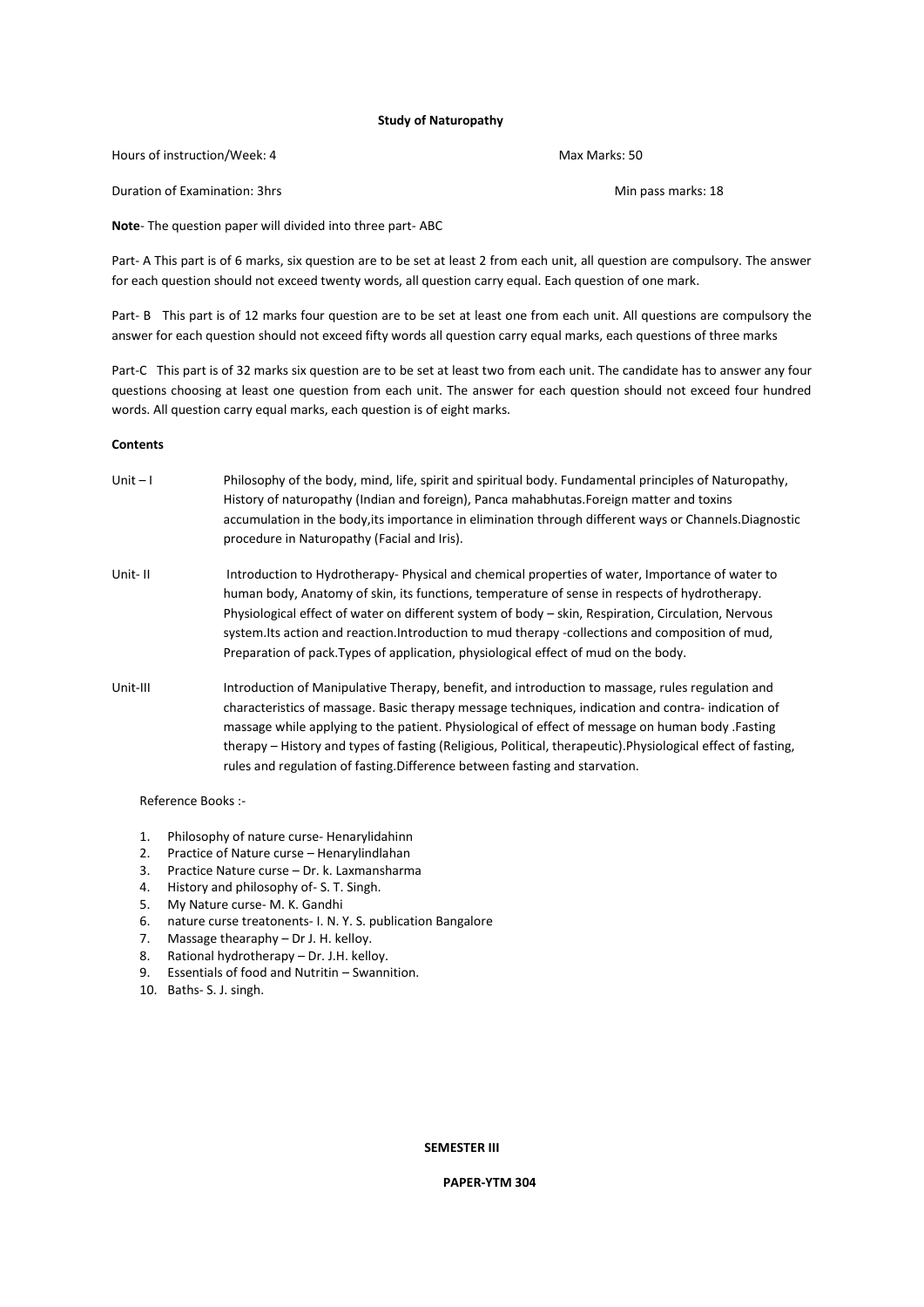**Study of Naturopathy**

Hours of instruction/Week: 4 Max Marks: 50

Duration of Examination: 3hrs Min pass marks: 18

**Note**- The question paper will divided into three part- ABC

Part- A This part is of 6 marks, six question are to be set at least 2 from each unit, all question are compulsory. The answer for each question should not exceed twenty words, all question carry equal. Each question of one mark.

Part- B This part is of 12 marks four question are to be set at least one from each unit. All questions are compulsory the answer for each question should not exceed fifty words all question carry equal marks, each questions of three marks

Part-C This part is of 32 marks six question are to be set at least two from each unit. The candidate has to answer any four questions choosing at least one question from each unit. The answer for each question should not exceed four hundred words. All question carry equal marks, each question is of eight marks.

**Contents**

Unit – I Philosophy of the body, mind, life, spirit and spiritual body. Fundamental principles of Naturopathy, History of naturopathy (Indian and foreign), Panca mahabhutas.Foreign matter and toxins accumulation in the body,its importance in elimination through different ways or Channels.Diagnostic procedure in Naturopathy (Facial and Iris).

Unit- II Introduction to Hydrotherapy- Physical and chemical properties of water, Importance of water to human body, Anatomy of skin, its functions, temperature of sense in respects of hydrotherapy. Physiological effect of water on different system of body – skin, Respiration, Circulation, Nervous system.Its action and reaction.Introduction to mud therapy -collections and composition of mud, Preparation of pack.Types of application, physiological effect of mud on the body.

Unit-III Introduction of Manipulative Therapy, benefit, and introduction to massage, rules regulation and characteristics of massage. Basic therapy message techniques, indication and contra- indication of massage while applying to the patient. Physiological of effect of message on human body .Fasting therapy – History and types of fasting (Religious, Political, therapeutic).Physiological effect of fasting, rules and regulation of fasting.Difference between fasting and starvation.

Reference Books :-

1. Philosophy of nature curse- Henarylidahinn
2. Practice of Nature curse – Henarylindlahan
3. Practice Nature curse – Dr. k. Laxmansharma
4. History and philosophy of- S. T. Singh.
5. My Nature curse- M. K. Gandhi
6. nature curse treatonents- I. N. Y. S. publication Bangalore
7. Massage thearaphy – Dr J. H. kelloy.
8. Rational hydrotherapy – Dr. J.H. kelloy.
9. Essentials of food and Nutritin – Swannition.
10. Baths- S. J. singh.

**SEMESTER III**

**PAPER-YTM 304**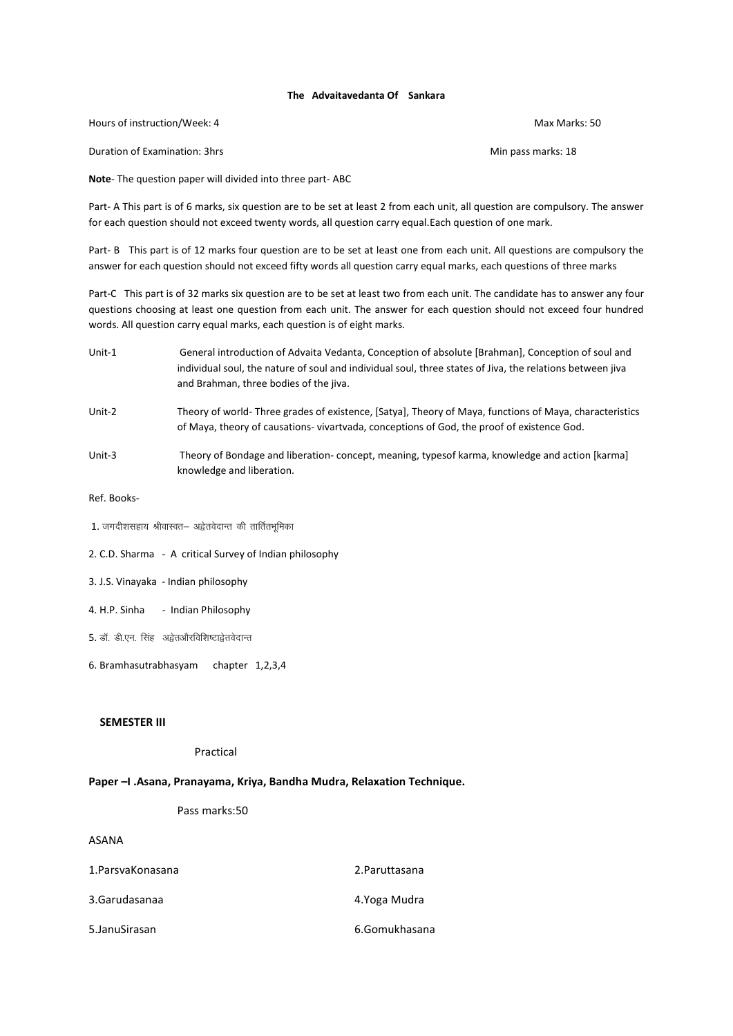# The Advaitavedanta Of Sankara

Hours of instruction/Week: 4 Max Marks: 50

Duration of Examination: 3hrs Min pass marks: 18

**Note**- The question paper will divided into three part- ABC

Part- A This part is of 6 marks, six question are to be set at least 2 from each unit, all question are compulsory. The answer for each question should not exceed twenty words, all question carry equal.Each question of one mark.

Part- B This part is of 12 marks four question are to be set at least one from each unit. All questions are compulsory the answer for each question should not exceed fifty words all question carry equal marks, each questions of three marks

Part-C This part is of 32 marks six question are to be set at least two from each unit. The candidate has to answer any four questions choosing at least one question from each unit. The answer for each question should not exceed four hundred words. All question carry equal marks, each question is of eight marks.

Unit-1 General introduction of Advaita Vedanta, Conception of absolute [Brahman], Conception of soul and individual soul, the nature of soul and individual soul, three states of Jiva, the relations between jiva and Brahman, three bodies of the jiva.

Unit-2 Theory of world- Three grades of existence, [Satya], Theory of Maya, functions of Maya, characteristics of Maya, theory of causations- vivartvada, conceptions of God, the proof of existence God.

Unit-3 Theory of Bondage and liberation- concept, meaning, typesof karma, knowledge and action [karma] knowledge and liberation.

Ref. Books-

1. जगदीशसहाय श्रीवास्वत– अद्वेतवेदान्त की तार्तितभूमिका
2. C.D. Sharma - A critical Survey of Indian philosophy
3. J.S. Vinayaka - Indian philosophy
4. H.P. Sinha - Indian Philosophy
5. डॉ. डी.एन. सिंह अद्वेतऔरविशिष्टाद्वेतवेदान्त
6. Bramhasutrabhasyam chapter 1,2,3,4

**SEMESTER III**

Practical

**Paper –I .Asana, Pranayama, Kriya, Bandha Mudra, Relaxation Technique.**

Pass marks:50

ASANA

1.ParsvaKonasana
2.Paruttasana
3.Garudasanaa
4.Yoga Mudra
5.JanuSirasan
6.Gomukhasana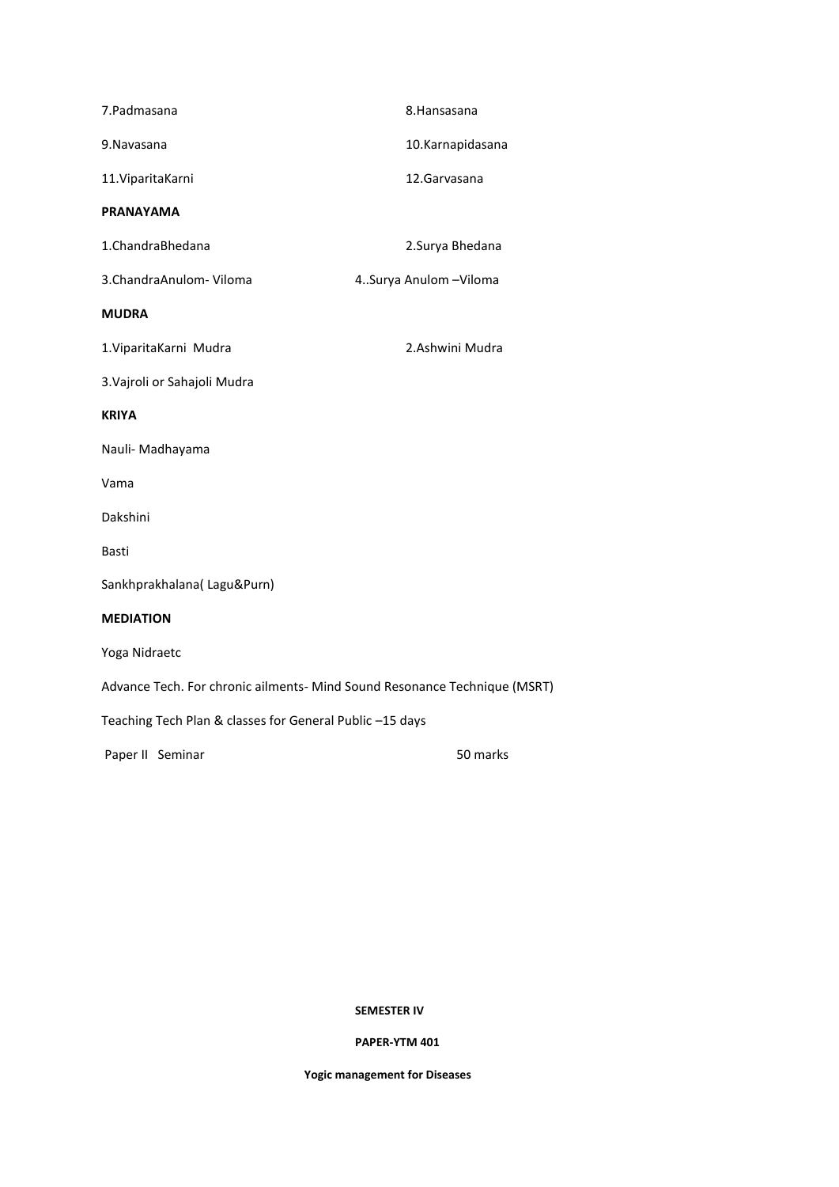7.Padmasana 8.Hansasana

9.Navasana 10.Karnapidasana

11.ViparitaKarni 12.Garvasana

**PRANAYAMA**

1.ChandraBhedana 2.Surya Bhedana

3.ChandraAnulom- Viloma 4..Surya Anulom –Viloma

**MUDRA**

1.ViparitaKarni Mudra 2.Ashwini Mudra

3.Vajroli or Sahajoli Mudra

**KRIYA**

Nauli- Madhayama

Vama

Dakshini

Basti

Sankhprakhalana( Lagu&Purn)

**MEDIATION**

Yoga Nidraetc

Advance Tech. For chronic ailments- Mind Sound Resonance Technique (MSRT)

Teaching Tech Plan & classes for General Public –15 days

Paper II Seminar 50 marks

**SEMESTER IV**

**PAPER-YTM 401**

**Yogic management for Diseases**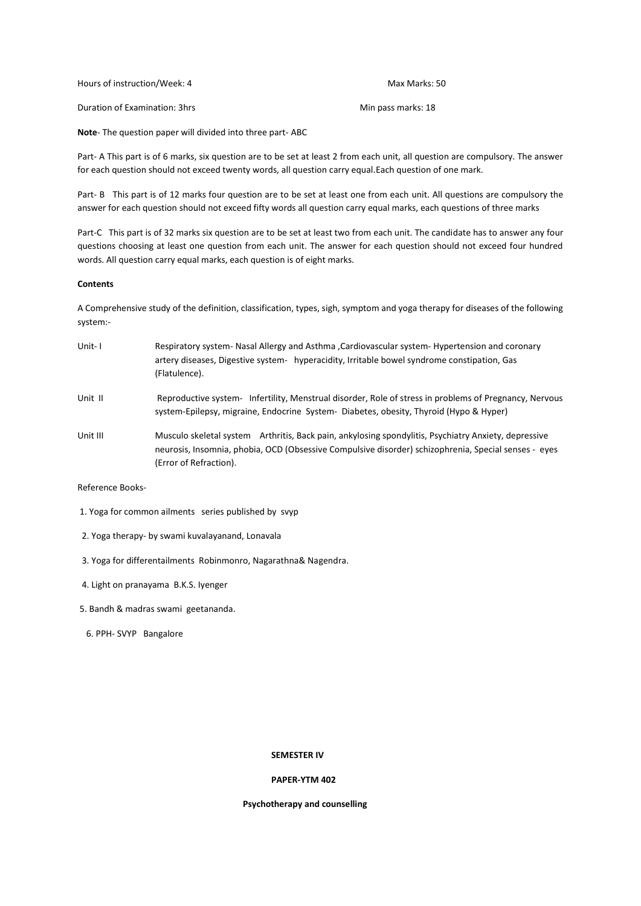Hours of instruction/Week: 4 Max Marks: 50

Duration of Examination: 3hrs Min pass marks: 18

**Note**- The question paper will divided into three part- ABC

Part- A This part is of 6 marks, six question are to be set at least 2 from each unit, all question are compulsory. The answer for each question should not exceed twenty words, all question carry equal.Each question of one mark.

Part- B This part is of 12 marks four question are to be set at least one from each unit. All questions are compulsory the answer for each question should not exceed fifty words all question carry equal marks, each questions of three marks

Part-C This part is of 32 marks six question are to be set at least two from each unit. The candidate has to answer any four questions choosing at least one question from each unit. The answer for each question should not exceed four hundred words. All question carry equal marks, each question is of eight marks.

**Contents**

A Comprehensive study of the definition, classification, types, sigh, symptom and yoga therapy for diseases of the following system:-

Unit- I Respiratory system- Nasal Allergy and Asthma ,Cardiovascular system- Hypertension and coronary artery diseases, Digestive system- hyperacidity, Irritable bowel syndrome constipation, Gas (Flatulence).

Unit II Reproductive system- Infertility, Menstrual disorder, Role of stress in problems of Pregnancy, Nervous system-Epilepsy, migraine, Endocrine System- Diabetes, obesity, Thyroid (Hypo & Hyper)

Unit III Musculo skeletal system Arthritis, Back pain, ankylosing spondylitis, Psychiatry Anxiety, depressive neurosis, Insomnia, phobia, OCD (Obsessive Compulsive disorder) schizophrenia, Special senses - eyes (Error of Refraction).

Reference Books-

1. Yoga for common ailments series published by svyp
2. Yoga therapy- by swami kuvalayanand, Lonavala
3. Yoga for differentailments Robinmonro, Nagarathna& Nagendra.
4. Light on pranayama B.K.S. Iyenger
5. Bandh & madras swami geetananda.
6. PPH- SVYP Bangalore

**SEMESTER IV**

**PAPER-YTM 402**

**Psychotherapy and counselling**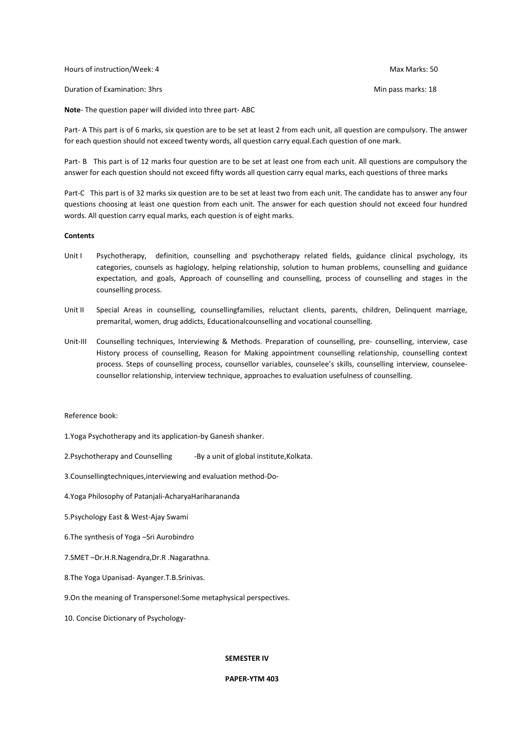Hours of instruction/Week: 4 Max Marks: 50

Duration of Examination: 3hrs Min pass marks: 18

**Note**- The question paper will divided into three part- ABC

Part- A This part is of 6 marks, six question are to be set at least 2 from each unit, all question are compulsory. The answer for each question should not exceed twenty words, all question carry equal.Each question of one mark.

Part- B This part is of 12 marks four question are to be set at least one from each unit. All questions are compulsory the answer for each question should not exceed fifty words all question carry equal marks, each questions of three marks

Part-C This part is of 32 marks six question are to be set at least two from each unit. The candidate has to answer any four questions choosing at least one question from each unit. The answer for each question should not exceed four hundred words. All question carry equal marks, each question is of eight marks.

**Contents**

Unit I Psychotherapy, definition, counselling and psychotherapy related fields, guidance clinical psychology, its categories, counsels as hagiology, helping relationship, solution to human problems, counselling and guidance expectation, and goals, Approach of counselling and counselling, process of counselling and stages in the counselling process.

Unit II Special Areas in counselling, counsellingfamilies, reluctant clients, parents, children, Delinquent marriage, premarital, women, drug addicts, Educationalcounselling and vocational counselling.

Unit-III Counselling techniques, Interviewing & Methods. Preparation of counselling, pre- counselling, interview, case History process of counselling, Reason for Making appointment counselling relationship, counselling context process. Steps of counselling process, counsellor variables, counselee's skills, counselling interview, counselee-counsellor relationship, interview technique, approaches to evaluation usefulness of counselling.

Reference book:

1.Yoga Psychotherapy and its application-by Ganesh shanker.

2.Psychotherapy and Counselling -By a unit of global institute,Kolkata.

3.Counsellingtechniques,interviewing and evaluation method-Do-

4.Yoga Philosophy of Patanjali-AcharyaHariharananda

5.Psychology East & West-Ajay Swami

6.The synthesis of Yoga –Sri Aurobindro

7.SMET –Dr.H.R.Nagendra,Dr.R .Nagarathna.

8.The Yoga Upanisad- Ayanger.T.B.Srinivas.

9.On the meaning of Transpersonel:Some metaphysical perspectives.

10. Concise Dictionary of Psychology-

**SEMESTER IV**

**PAPER-YTM 403**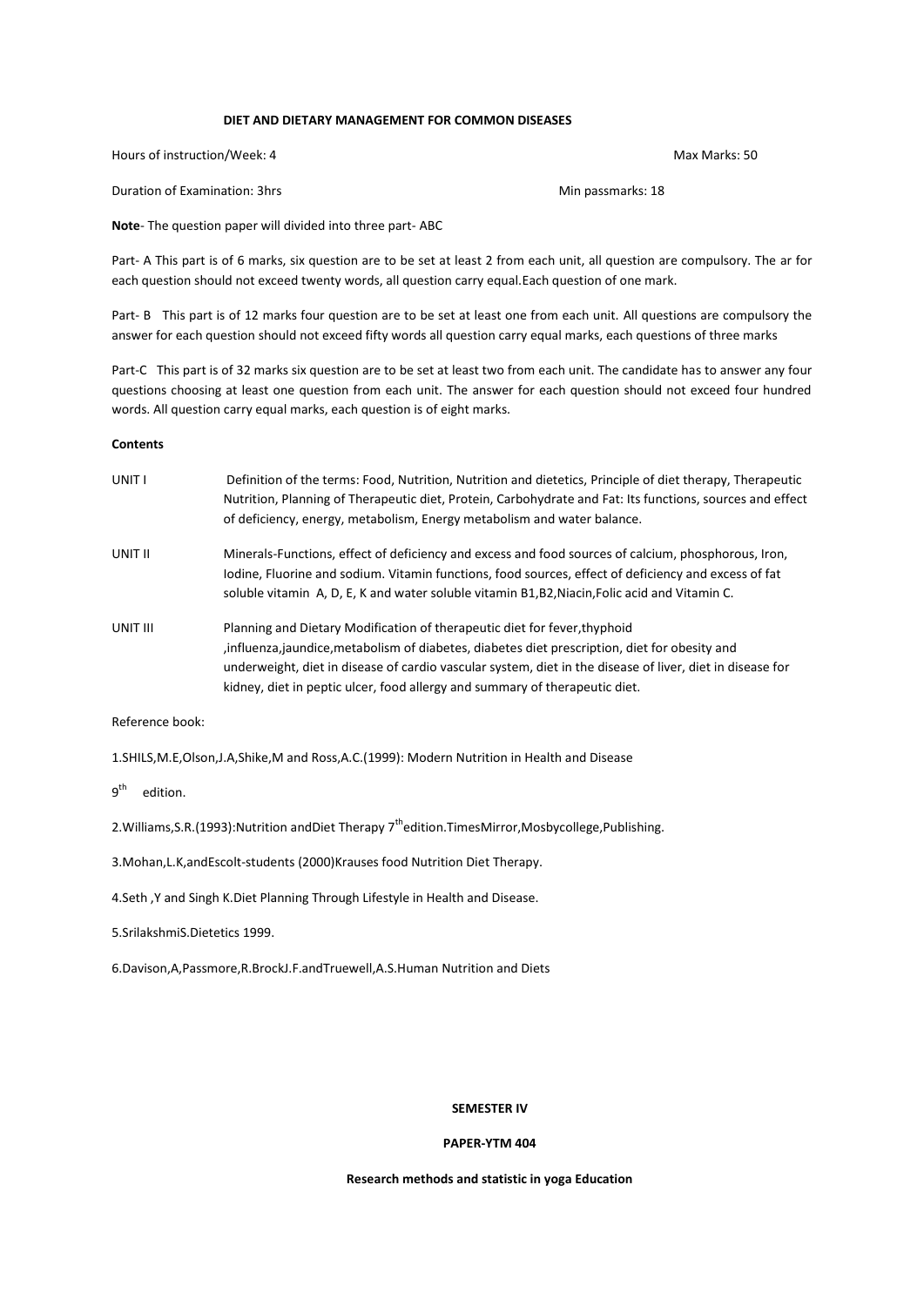### DIET AND DIETARY MANAGEMENT FOR COMMON DISEASES

Hours of instruction/Week: 4 Max Marks: 50

Duration of Examination: 3hrs Min passmarks: 18

**Note**- The question paper will divided into three part- ABC

Part- A This part is of 6 marks, six question are to be set at least 2 from each unit, all question are compulsory. The ar for each question should not exceed twenty words, all question carry equal.Each question of one mark.

Part- B This part is of 12 marks four question are to be set at least one from each unit. All questions are compulsory the answer for each question should not exceed fifty words all question carry equal marks, each questions of three marks

Part-C This part is of 32 marks six question are to be set at least two from each unit. The candidate has to answer any four questions choosing at least one question from each unit. The answer for each question should not exceed four hundred words. All question carry equal marks, each question is of eight marks.

**Contents**

UNIT I Definition of the terms: Food, Nutrition, Nutrition and dietetics, Principle of diet therapy, Therapeutic Nutrition, Planning of Therapeutic diet, Protein, Carbohydrate and Fat: Its functions, sources and effect of deficiency, energy, metabolism, Energy metabolism and water balance.

UNIT II Minerals-Functions, effect of deficiency and excess and food sources of calcium, phosphorous, Iron, Iodine, Fluorine and sodium. Vitamin functions, food sources, effect of deficiency and excess of fat soluble vitamin A, D, E, K and water soluble vitamin B1,B2,Niacin,Folic acid and Vitamin C.

UNIT III Planning and Dietary Modification of therapeutic diet for fever,thyphoid ,influenza,jaundice,metabolism of diabetes, diabetes diet prescription, diet for obesity and underweight, diet in disease of cardio vascular system, diet in the disease of liver, diet in disease for kidney, diet in peptic ulcer, food allergy and summary of therapeutic diet.

Reference book:

1.SHILS,M.E,Olson,J.A,Shike,M and Ross,A.C.(1999): Modern Nutrition in Health and Disease

9th edition.

2.Williams,S.R.(1993):Nutrition andDiet Therapy 7th edition.TimesMirror,Mosbycollege,Publishing.

3.Mohan,L.K,andEscolt-students (2000)Krauses food Nutrition Diet Therapy.

4.Seth ,Y and Singh K.Diet Planning Through Lifestyle in Health and Disease.

5.SrilakshmiS.Dietetics 1999.

6.Davison,A,Passmore,R.BrockJ.F.andTruewell,A.S.Human Nutrition and Diets

**SEMESTER IV**

**PAPER-YTM 404**

**Research methods and statistic in yoga Education**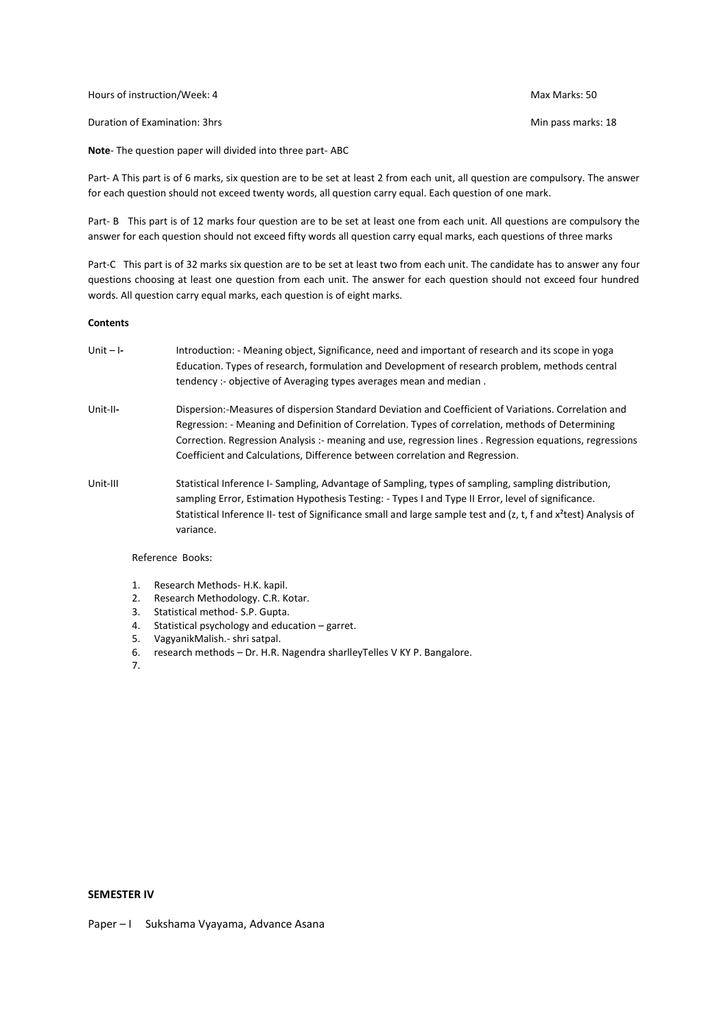Hours of instruction/Week: 4 Max Marks: 50

Duration of Examination: 3hrs Min pass marks: 18

**Note**- The question paper will divided into three part- ABC

Part- A This part is of 6 marks, six question are to be set at least 2 from each unit, all question are compulsory. The answer for each question should not exceed twenty words, all question carry equal. Each question of one mark.

Part- B This part is of 12 marks four question are to be set at least one from each unit. All questions are compulsory the answer for each question should not exceed fifty words all question carry equal marks, each questions of three marks

Part-C This part is of 32 marks six question are to be set at least two from each unit. The candidate has to answer any four questions choosing at least one question from each unit. The answer for each question should not exceed four hundred words. All question carry equal marks, each question is of eight marks.

**Contents**

Unit – I- Introduction: - Meaning object, Significance, need and important of research and its scope in yoga Education. Types of research, formulation and Development of research problem, methods central tendency :- objective of Averaging types averages mean and median .

Unit-II- Dispersion:-Measures of dispersion Standard Deviation and Coefficient of Variations. Correlation and Regression: - Meaning and Definition of Correlation. Types of correlation, methods of Determining Correction. Regression Analysis :- meaning and use, regression lines . Regression equations, regressions Coefficient and Calculations, Difference between correlation and Regression.

Unit-III Statistical Inference I- Sampling, Advantage of Sampling, types of sampling, sampling distribution, sampling Error, Estimation Hypothesis Testing: - Types I and Type II Error, level of significance. Statistical Inference II- test of Significance small and large sample test and (z, t, f and $x^2$test) Analysis of variance.

Reference Books:

1. Research Methods- H.K. kapil.
2. Research Methodology. C.R. Kotar.
3. Statistical method- S.P. Gupta.
4. Statistical psychology and education – garret.
5. VagyanikMalish.- shri satpal.
6. research methods – Dr. H.R. Nagendra sharlleyTelles V KY P. Bangalore.
7.

**SEMESTER IV**

Paper – I Sukshama Vyayama, Advance Asana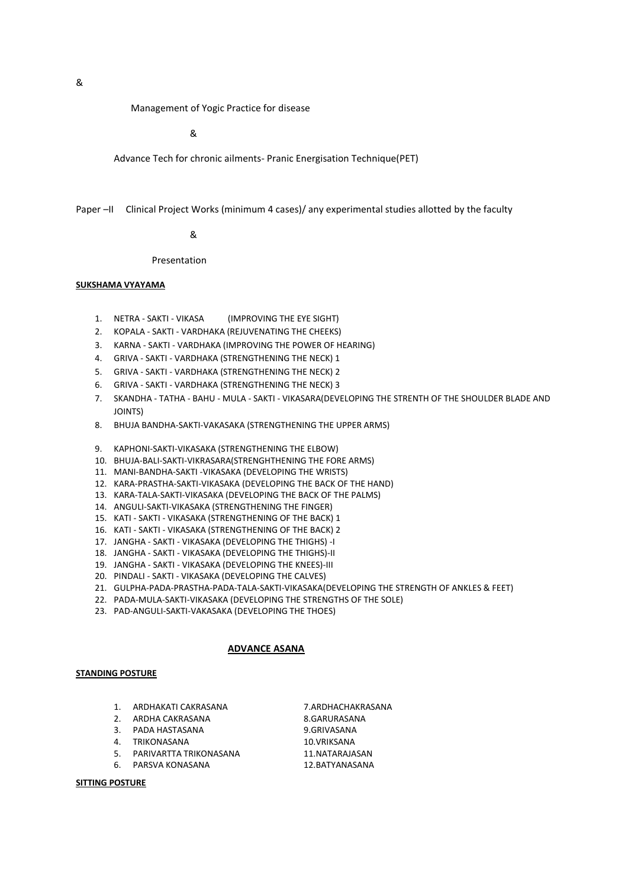&

Management of Yogic Practice for disease

&

Advance Tech for chronic ailments- Pranic Energisation Technique(PET)

Paper –II Clinical Project Works (minimum 4 cases)/ any experimental studies allotted by the faculty

&

Presentation

**SUKSHAMA VYAYAMA**

1. NETRA - SAKTI - VIKASA (IMPROVING THE EYE SIGHT)
2. KOPALA - SAKTI - VARDHAKA (REJUVENATING THE CHEEKS)
3. KARNA - SAKTI - VARDHAKA (IMPROVING THE POWER OF HEARING)
4. GRIVA - SAKTI - VARDHAKA (STRENGTHENING THE NECK) 1
5. GRIVA - SAKTI - VARDHAKA (STRENGTHENING THE NECK) 2
6. GRIVA - SAKTI - VARDHAKA (STRENGTHENING THE NECK) 3
7. SKANDHA - TATHA - BAHU - MULA - SAKTI - VIKASARA(DEVELOPING THE STRENTH OF THE SHOULDER BLADE AND JOINTS)
8. BHUJA BANDHA-SAKTI-VAKASAKA (STRENGTHENING THE UPPER ARMS)
9. KAPHONI-SAKTI-VIKASAKA (STRENGTHENING THE ELBOW)
10. BHUJA-BALI-SAKTI-VIKRASARA(STRENGHTHENING THE FORE ARMS)
11. MANI-BANDHA-SAKTI -VIKASAKA (DEVELOPING THE WRISTS)
12. KARA-PRASTHA-SAKTI-VIKASAKA (DEVELOPING THE BACK OF THE HAND)
13. KARA-TALA-SAKTI-VIKASAKA (DEVELOPING THE BACK OF THE PALMS)
14. ANGULI-SAKTI-VIKASAKA (STRENGTHENING THE FINGER)
15. KATI - SAKTI - VIKASAKA (STRENGTHENING OF THE BACK) 1
16. KATI - SAKTI - VIKASAKA (STRENGTHENING OF THE BACK) 2
17. JANGHA - SAKTI - VIKASAKA (DEVELOPING THE THIGHS) -I
18. JANGHA - SAKTI - VIKASAKA (DEVELOPING THE THIGHS)-II
19. JANGHA - SAKTI - VIKASAKA (DEVELOPING THE KNEES)-III
20. PINDALI - SAKTI - VIKASAKA (DEVELOPING THE CALVES)
21. GULPHA-PADA-PRASTHA-PADA-TALA-SAKTI-VIKASAKA(DEVELOPING THE STRENGTH OF ANKLES & FEET)
22. PADA-MULA-SAKTI-VIKASAKA (DEVELOPING THE STRENGTHS OF THE SOLE)
23. PAD-ANGULI-SAKTI-VAKASAKA (DEVELOPING THE THOES)

## ADVANCE ASANA

**STANDING POSTURE**

1. ARDHAKATI CAKRASANA
2. ARDHA CAKRASANA
3. PADA HASTASANA
4. TRIKONASANA
5. PARIVARTTA TRIKONASANA
6. PARSVA KONASANA
7. ARDHACHAKRASANA
8. GARURASANA
9. GRIVASANA
10. VRIKSANA
11. NATARAJASAN
12. BATYANASANA

**SITTING POSTURE**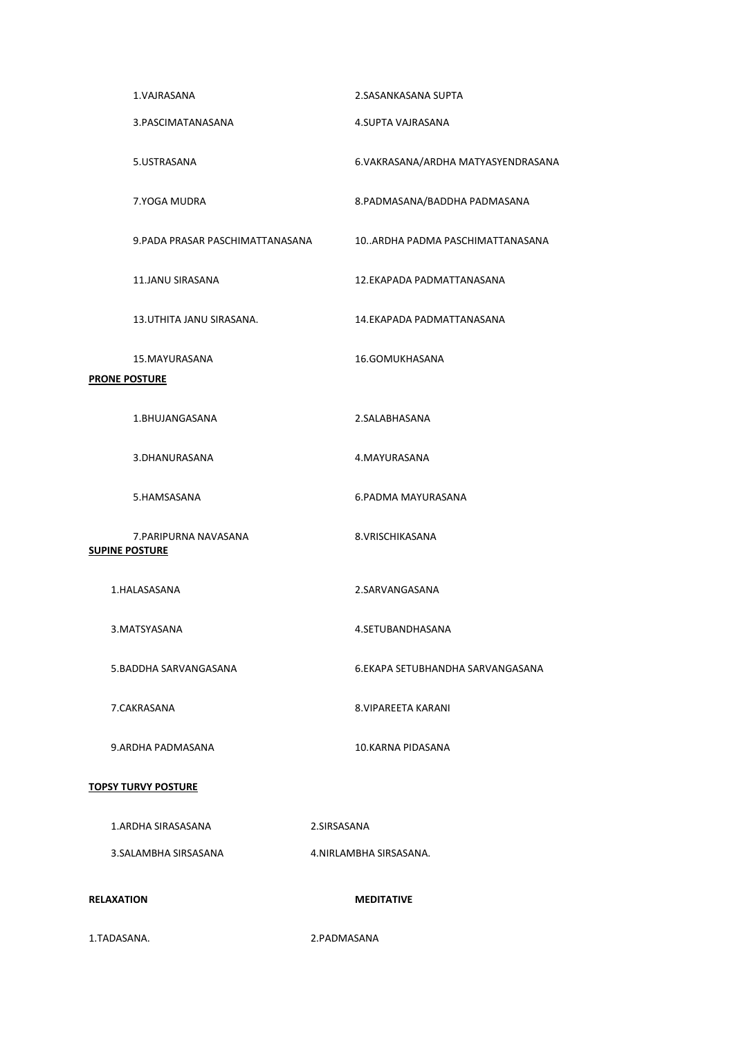1.VAJRASANA 2.SASANKASANA SUPTA

3.PASCIMATANASANA 4.SUPTA VAJRASANA

5.USTRASANA 6.VAKRASANA/ARDHA MATYASYENDRASANA

7.YOGA MUDRA 8.PADMASANA/BADDHA PADMASANA

9.PADA PRASAR PASCHIMATTANASANA 10..ARDHA PADMA PASCHIMATTANASANA

11.JANU SIRASANA 12.EKAPADA PADMATTANASANA

13.UTHITA JANU SIRASANA. 14.EKAPADA PADMATTANASANA

15.MAYURASANA 16.GOMUKHASANA

**PRONE POSTURE**

1.BHUJANGASANA 2.SALABHASANA

3.DHANURASANA 4.MAYURASANA

5.HAMSASANA 6.PADMA MAYURASANA

7.PARIPURNA NAVASANA 8.VRISCHIKASANA

**SUPINE POSTURE**

1.HALASASANA 2.SARVANGASANA

3.MATSYASANA 4.SETUBANDHASANA

5.BADDHA SARVANGASANA 6.EKAPA SETUBHANDHA SARVANGASANA

7.CAKRASANA 8.VIPAREETA KARANI

9.ARDHA PADMASANA 10.KARNA PIDASANA

**TOPSY TURVY POSTURE**

1.ARDHA SIRASASANA 2.SIRSASANA

3.SALAMBHA SIRSASANA 4.NIRLAMBHA SIRSASANA.

**RELAXATION** **MEDITATIVE**

1.TADASANA. 2.PADMASANA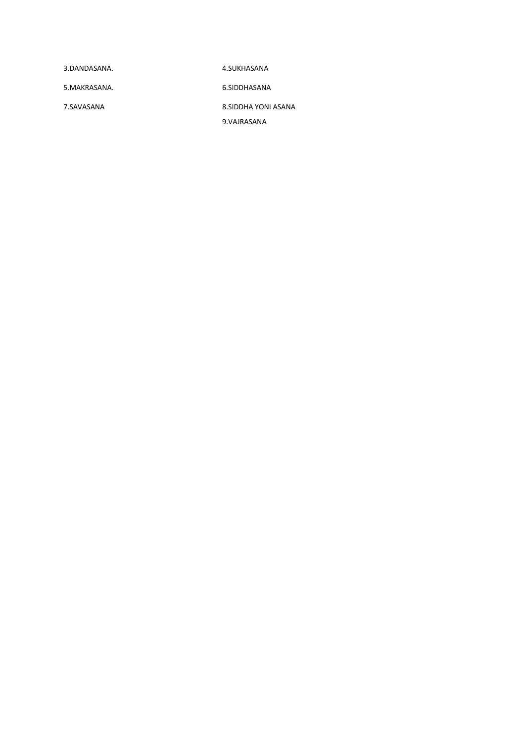3.DANDASANA.

4.SUKHASANA

5.MAKRASANA.

6.SIDDHASANA

7.SAVASANA

8.SIDDHA YONI ASANA

9.VAJRASANA